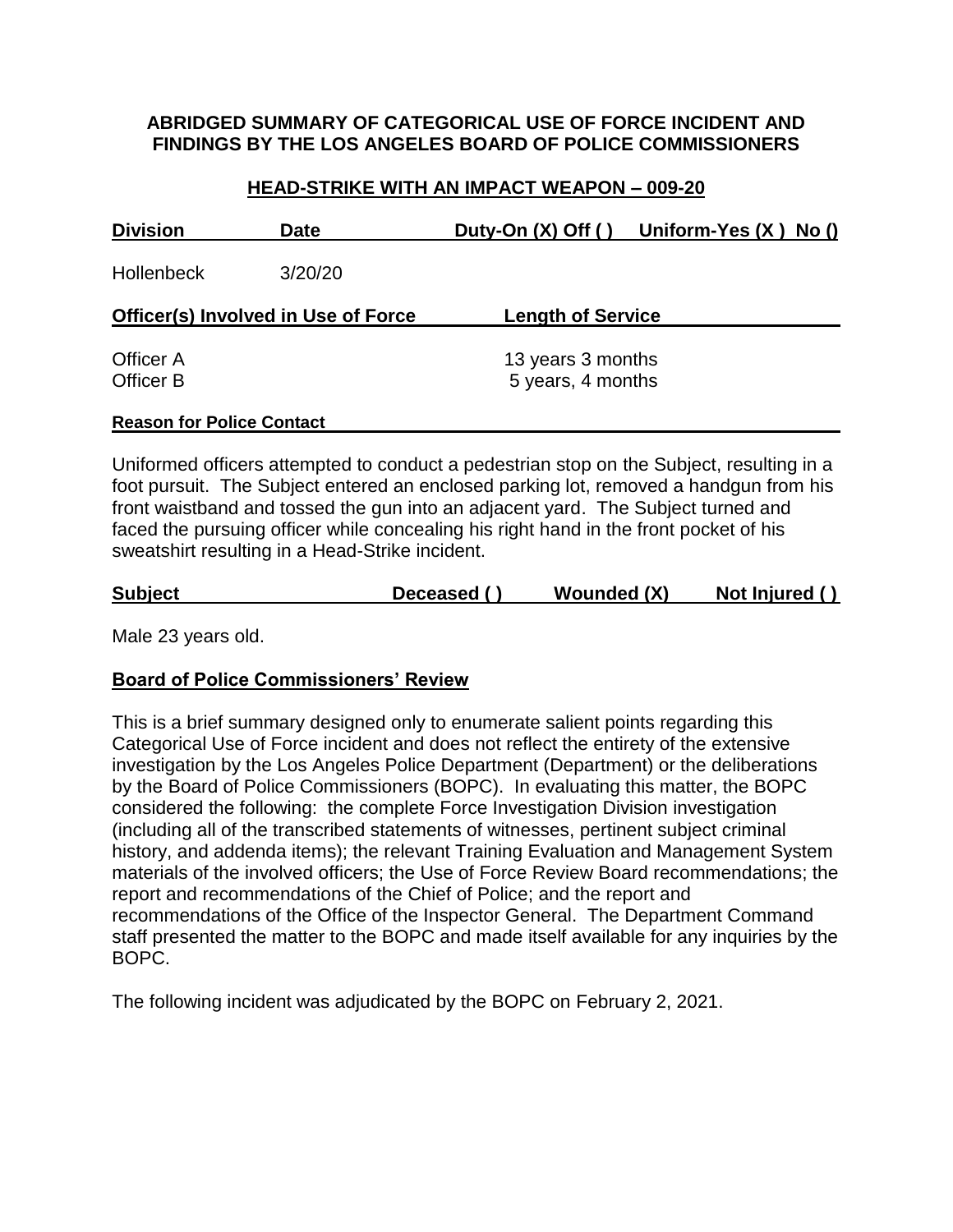**ABRIDGED SUMMARY OF CATEGORICAL USE OF FORCE INCIDENT AND FINDINGS BY THE LOS ANGELES BOARD OF POLICE COMMISSIONERS**

**HEAD-STRIKE WITH AN IMPACT WEAPON – 009-20**

| Division | Date | Duty-On (X) Off ( ) | Uniform-Yes (X ) No () |
|---|---|---|---|
| Hollenbeck | 3/20/20 | | |

| Officer(s) Involved in Use of Force | Length of Service |
|---|---|
| Officer A | 13 years 3 months |
| Officer B | 5 years, 4 months |

**Reason for Police Contact**

Uniformed officers attempted to conduct a pedestrian stop on the Subject, resulting in a foot pursuit. The Subject entered an enclosed parking lot, removed a handgun from his front waistband and tossed the gun into an adjacent yard. The Subject turned and faced the pursuing officer while concealing his right hand in the front pocket of his sweatshirt resulting in a Head-Strike incident.

| Subject | Deceased ( ) | Wounded (X) | Not Injured ( ) |
|---|---|---|---|

Male 23 years old.

**Board of Police Commissioners' Review**

This is a brief summary designed only to enumerate salient points regarding this Categorical Use of Force incident and does not reflect the entirety of the extensive investigation by the Los Angeles Police Department (Department) or the deliberations by the Board of Police Commissioners (BOPC). In evaluating this matter, the BOPC considered the following: the complete Force Investigation Division investigation (including all of the transcribed statements of witnesses, pertinent subject criminal history, and addenda items); the relevant Training Evaluation and Management System materials of the involved officers; the Use of Force Review Board recommendations; the report and recommendations of the Chief of Police; and the report and recommendations of the Office of the Inspector General. The Department Command staff presented the matter to the BOPC and made itself available for any inquiries by the BOPC.

The following incident was adjudicated by the BOPC on February 2, 2021.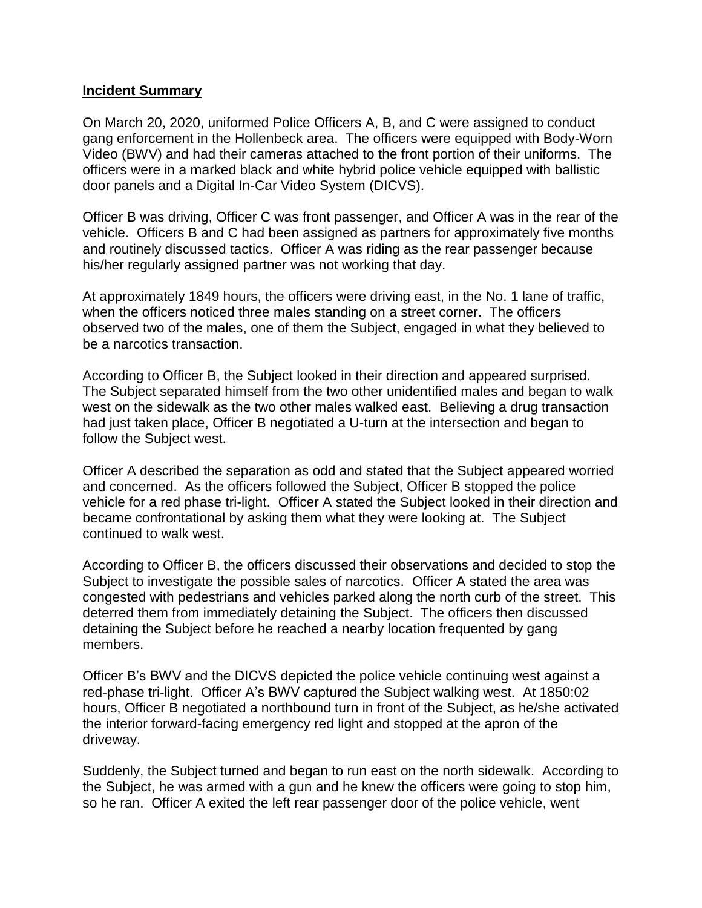**Incident Summary**

On March 20, 2020, uniformed Police Officers A, B, and C were assigned to conduct gang enforcement in the Hollenbeck area. The officers were equipped with Body-Worn Video (BWV) and had their cameras attached to the front portion of their uniforms. The officers were in a marked black and white hybrid police vehicle equipped with ballistic door panels and a Digital In-Car Video System (DICVS).

Officer B was driving, Officer C was front passenger, and Officer A was in the rear of the vehicle. Officers B and C had been assigned as partners for approximately five months and routinely discussed tactics. Officer A was riding as the rear passenger because his/her regularly assigned partner was not working that day.

At approximately 1849 hours, the officers were driving east, in the No. 1 lane of traffic, when the officers noticed three males standing on a street corner. The officers observed two of the males, one of them the Subject, engaged in what they believed to be a narcotics transaction.

According to Officer B, the Subject looked in their direction and appeared surprised. The Subject separated himself from the two other unidentified males and began to walk west on the sidewalk as the two other males walked east. Believing a drug transaction had just taken place, Officer B negotiated a U-turn at the intersection and began to follow the Subject west.

Officer A described the separation as odd and stated that the Subject appeared worried and concerned. As the officers followed the Subject, Officer B stopped the police vehicle for a red phase tri-light. Officer A stated the Subject looked in their direction and became confrontational by asking them what they were looking at. The Subject continued to walk west.

According to Officer B, the officers discussed their observations and decided to stop the Subject to investigate the possible sales of narcotics. Officer A stated the area was congested with pedestrians and vehicles parked along the north curb of the street. This deterred them from immediately detaining the Subject. The officers then discussed detaining the Subject before he reached a nearby location frequented by gang members.

Officer B's BWV and the DICVS depicted the police vehicle continuing west against a red-phase tri-light. Officer A's BWV captured the Subject walking west. At 1850:02 hours, Officer B negotiated a northbound turn in front of the Subject, as he/she activated the interior forward-facing emergency red light and stopped at the apron of the driveway.

Suddenly, the Subject turned and began to run east on the north sidewalk. According to the Subject, he was armed with a gun and he knew the officers were going to stop him, so he ran. Officer A exited the left rear passenger door of the police vehicle, went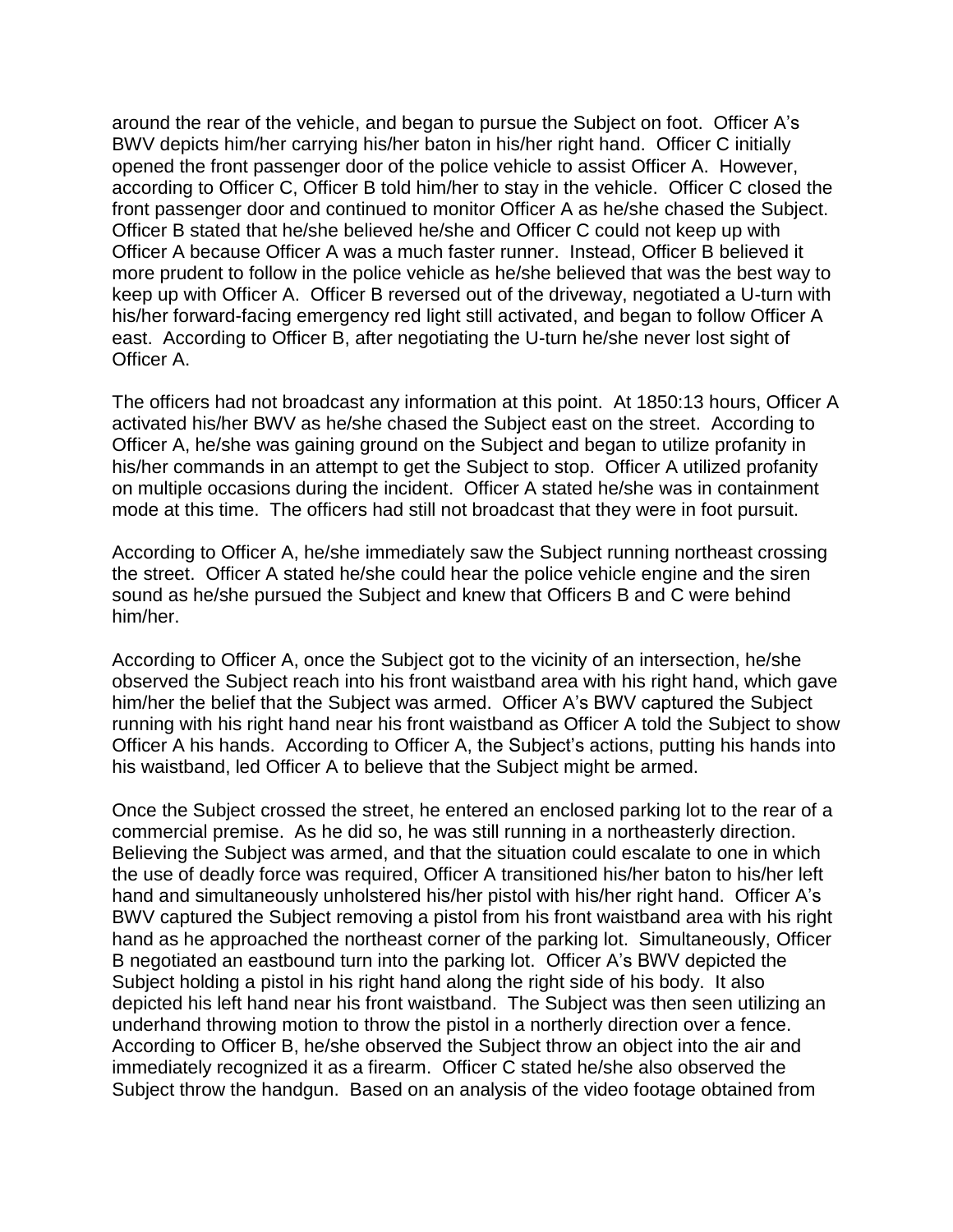around the rear of the vehicle, and began to pursue the Subject on foot. Officer A's BWV depicts him/her carrying his/her baton in his/her right hand. Officer C initially opened the front passenger door of the police vehicle to assist Officer A. However, according to Officer C, Officer B told him/her to stay in the vehicle. Officer C closed the front passenger door and continued to monitor Officer A as he/she chased the Subject. Officer B stated that he/she believed he/she and Officer C could not keep up with Officer A because Officer A was a much faster runner. Instead, Officer B believed it more prudent to follow in the police vehicle as he/she believed that was the best way to keep up with Officer A. Officer B reversed out of the driveway, negotiated a U-turn with his/her forward-facing emergency red light still activated, and began to follow Officer A east. According to Officer B, after negotiating the U-turn he/she never lost sight of Officer A.

The officers had not broadcast any information at this point. At 1850:13 hours, Officer A activated his/her BWV as he/she chased the Subject east on the street. According to Officer A, he/she was gaining ground on the Subject and began to utilize profanity in his/her commands in an attempt to get the Subject to stop. Officer A utilized profanity on multiple occasions during the incident. Officer A stated he/she was in containment mode at this time. The officers had still not broadcast that they were in foot pursuit.

According to Officer A, he/she immediately saw the Subject running northeast crossing the street. Officer A stated he/she could hear the police vehicle engine and the siren sound as he/she pursued the Subject and knew that Officers B and C were behind him/her.

According to Officer A, once the Subject got to the vicinity of an intersection, he/she observed the Subject reach into his front waistband area with his right hand, which gave him/her the belief that the Subject was armed. Officer A's BWV captured the Subject running with his right hand near his front waistband as Officer A told the Subject to show Officer A his hands. According to Officer A, the Subject's actions, putting his hands into his waistband, led Officer A to believe that the Subject might be armed.

Once the Subject crossed the street, he entered an enclosed parking lot to the rear of a commercial premise. As he did so, he was still running in a northeasterly direction. Believing the Subject was armed, and that the situation could escalate to one in which the use of deadly force was required, Officer A transitioned his/her baton to his/her left hand and simultaneously unholstered his/her pistol with his/her right hand. Officer A's BWV captured the Subject removing a pistol from his front waistband area with his right hand as he approached the northeast corner of the parking lot. Simultaneously, Officer B negotiated an eastbound turn into the parking lot. Officer A's BWV depicted the Subject holding a pistol in his right hand along the right side of his body. It also depicted his left hand near his front waistband. The Subject was then seen utilizing an underhand throwing motion to throw the pistol in a northerly direction over a fence. According to Officer B, he/she observed the Subject throw an object into the air and immediately recognized it as a firearm. Officer C stated he/she also observed the Subject throw the handgun. Based on an analysis of the video footage obtained from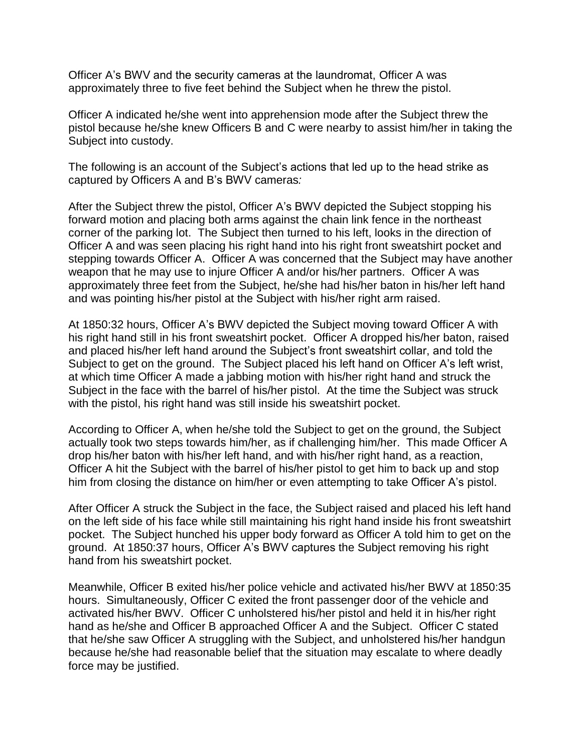Officer A's BWV and the security cameras at the laundromat, Officer A was approximately three to five feet behind the Subject when he threw the pistol.

Officer A indicated he/she went into apprehension mode after the Subject threw the pistol because he/she knew Officers B and C were nearby to assist him/her in taking the Subject into custody.

The following is an account of the Subject's actions that led up to the head strike as captured by Officers A and B's BWV cameras*:*

After the Subject threw the pistol, Officer A's BWV depicted the Subject stopping his forward motion and placing both arms against the chain link fence in the northeast corner of the parking lot. The Subject then turned to his left, looks in the direction of Officer A and was seen placing his right hand into his right front sweatshirt pocket and stepping towards Officer A. Officer A was concerned that the Subject may have another weapon that he may use to injure Officer A and/or his/her partners. Officer A was approximately three feet from the Subject, he/she had his/her baton in his/her left hand and was pointing his/her pistol at the Subject with his/her right arm raised.

At 1850:32 hours, Officer A's BWV depicted the Subject moving toward Officer A with his right hand still in his front sweatshirt pocket. Officer A dropped his/her baton, raised and placed his/her left hand around the Subject's front sweatshirt collar, and told the Subject to get on the ground. The Subject placed his left hand on Officer A's left wrist, at which time Officer A made a jabbing motion with his/her right hand and struck the Subject in the face with the barrel of his/her pistol. At the time the Subject was struck with the pistol, his right hand was still inside his sweatshirt pocket.

According to Officer A, when he/she told the Subject to get on the ground, the Subject actually took two steps towards him/her, as if challenging him/her. This made Officer A drop his/her baton with his/her left hand, and with his/her right hand, as a reaction, Officer A hit the Subject with the barrel of his/her pistol to get him to back up and stop him from closing the distance on him/her or even attempting to take Officer A's pistol.

After Officer A struck the Subject in the face, the Subject raised and placed his left hand on the left side of his face while still maintaining his right hand inside his front sweatshirt pocket. The Subject hunched his upper body forward as Officer A told him to get on the ground. At 1850:37 hours, Officer A's BWV captures the Subject removing his right hand from his sweatshirt pocket.

Meanwhile, Officer B exited his/her police vehicle and activated his/her BWV at 1850:35 hours. Simultaneously, Officer C exited the front passenger door of the vehicle and activated his/her BWV. Officer C unholstered his/her pistol and held it in his/her right hand as he/she and Officer B approached Officer A and the Subject. Officer C stated that he/she saw Officer A struggling with the Subject, and unholstered his/her handgun because he/she had reasonable belief that the situation may escalate to where deadly force may be justified.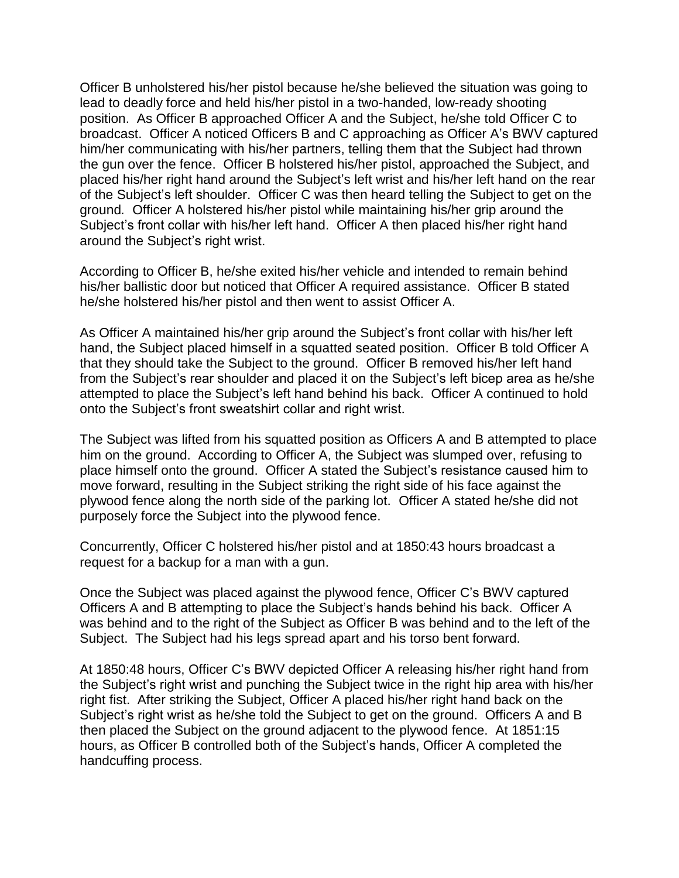Officer B unholstered his/her pistol because he/she believed the situation was going to lead to deadly force and held his/her pistol in a two-handed, low-ready shooting position. As Officer B approached Officer A and the Subject, he/she told Officer C to broadcast. Officer A noticed Officers B and C approaching as Officer A's BWV captured him/her communicating with his/her partners, telling them that the Subject had thrown the gun over the fence. Officer B holstered his/her pistol, approached the Subject, and placed his/her right hand around the Subject's left wrist and his/her left hand on the rear of the Subject's left shoulder. Officer C was then heard telling the Subject to get on the ground. Officer A holstered his/her pistol while maintaining his/her grip around the Subject's front collar with his/her left hand. Officer A then placed his/her right hand around the Subject's right wrist.

According to Officer B, he/she exited his/her vehicle and intended to remain behind his/her ballistic door but noticed that Officer A required assistance. Officer B stated he/she holstered his/her pistol and then went to assist Officer A.

As Officer A maintained his/her grip around the Subject's front collar with his/her left hand, the Subject placed himself in a squatted seated position. Officer B told Officer A that they should take the Subject to the ground. Officer B removed his/her left hand from the Subject's rear shoulder and placed it on the Subject's left bicep area as he/she attempted to place the Subject's left hand behind his back. Officer A continued to hold onto the Subject's front sweatshirt collar and right wrist.

The Subject was lifted from his squatted position as Officers A and B attempted to place him on the ground. According to Officer A, the Subject was slumped over, refusing to place himself onto the ground. Officer A stated the Subject's resistance caused him to move forward, resulting in the Subject striking the right side of his face against the plywood fence along the north side of the parking lot. Officer A stated he/she did not purposely force the Subject into the plywood fence.

Concurrently, Officer C holstered his/her pistol and at 1850:43 hours broadcast a request for a backup for a man with a gun.

Once the Subject was placed against the plywood fence, Officer C's BWV captured Officers A and B attempting to place the Subject's hands behind his back. Officer A was behind and to the right of the Subject as Officer B was behind and to the left of the Subject. The Subject had his legs spread apart and his torso bent forward.

At 1850:48 hours, Officer C's BWV depicted Officer A releasing his/her right hand from the Subject's right wrist and punching the Subject twice in the right hip area with his/her right fist. After striking the Subject, Officer A placed his/her right hand back on the Subject's right wrist as he/she told the Subject to get on the ground. Officers A and B then placed the Subject on the ground adjacent to the plywood fence. At 1851:15 hours, as Officer B controlled both of the Subject's hands, Officer A completed the handcuffing process.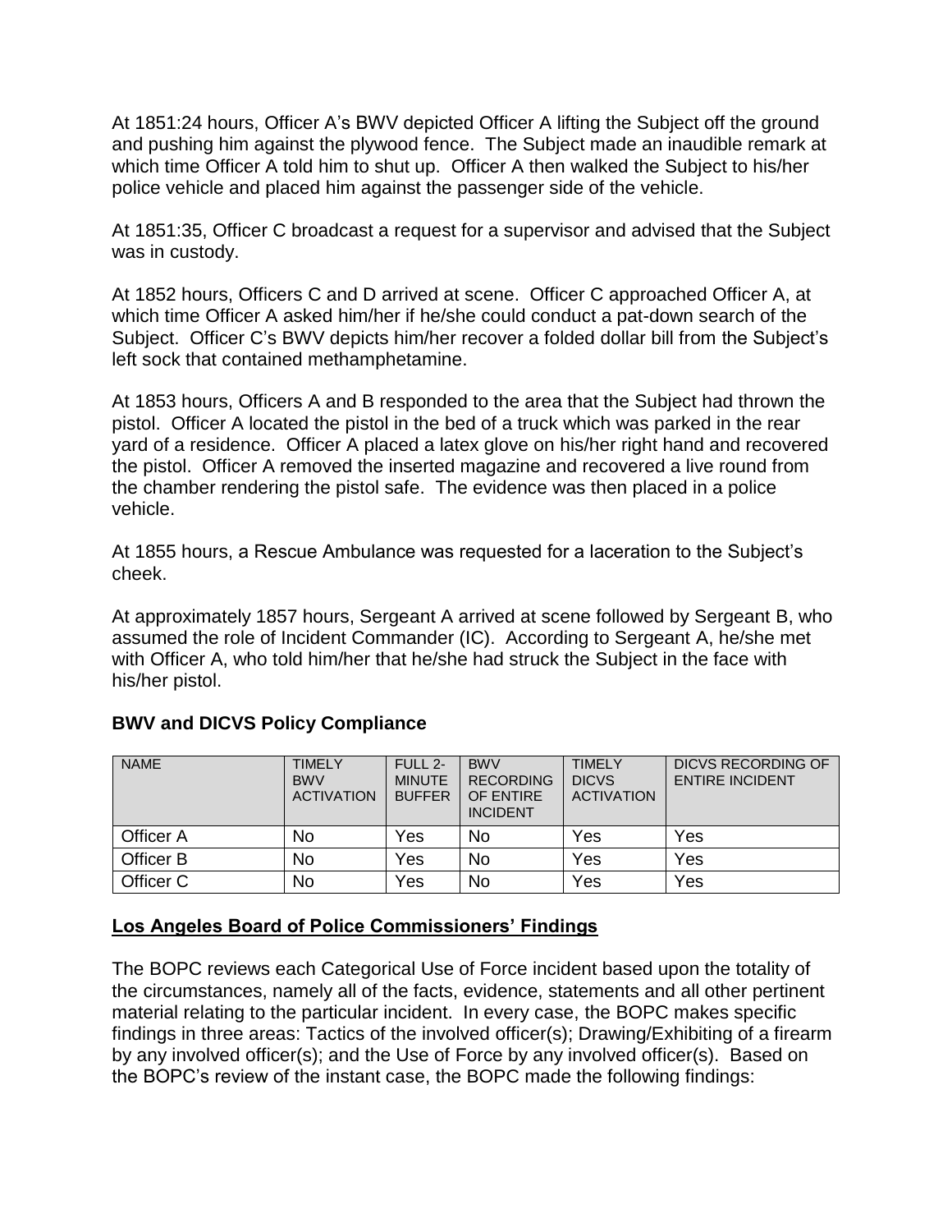At 1851:24 hours, Officer A's BWV depicted Officer A lifting the Subject off the ground and pushing him against the plywood fence. The Subject made an inaudible remark at which time Officer A told him to shut up. Officer A then walked the Subject to his/her police vehicle and placed him against the passenger side of the vehicle.

At 1851:35, Officer C broadcast a request for a supervisor and advised that the Subject was in custody.

At 1852 hours, Officers C and D arrived at scene. Officer C approached Officer A, at which time Officer A asked him/her if he/she could conduct a pat-down search of the Subject. Officer C's BWV depicts him/her recover a folded dollar bill from the Subject's left sock that contained methamphetamine.

At 1853 hours, Officers A and B responded to the area that the Subject had thrown the pistol. Officer A located the pistol in the bed of a truck which was parked in the rear yard of a residence. Officer A placed a latex glove on his/her right hand and recovered the pistol. Officer A removed the inserted magazine and recovered a live round from the chamber rendering the pistol safe. The evidence was then placed in a police vehicle.

At 1855 hours, a Rescue Ambulance was requested for a laceration to the Subject's cheek.

At approximately 1857 hours, Sergeant A arrived at scene followed by Sergeant B, who assumed the role of Incident Commander (IC). According to Sergeant A, he/she met with Officer A, who told him/her that he/she had struck the Subject in the face with his/her pistol.

**BWV and DICVS Policy Compliance**

| NAME | TIMELY BWV ACTIVATION | FULL 2-MINUTE BUFFER | BWV RECORDING OF ENTIRE INCIDENT | TIMELY DICVS ACTIVATION | DICVS RECORDING OF ENTIRE INCIDENT |
|---|---|---|---|---|---|
| Officer A | No | Yes | No | Yes | Yes |
| Officer B | No | Yes | No | Yes | Yes |
| Officer C | No | Yes | No | Yes | Yes |

## Los Angeles Board of Police Commissioners' Findings

The BOPC reviews each Categorical Use of Force incident based upon the totality of the circumstances, namely all of the facts, evidence, statements and all other pertinent material relating to the particular incident. In every case, the BOPC makes specific findings in three areas: Tactics of the involved officer(s); Drawing/Exhibiting of a firearm by any involved officer(s); and the Use of Force by any involved officer(s). Based on the BOPC's review of the instant case, the BOPC made the following findings: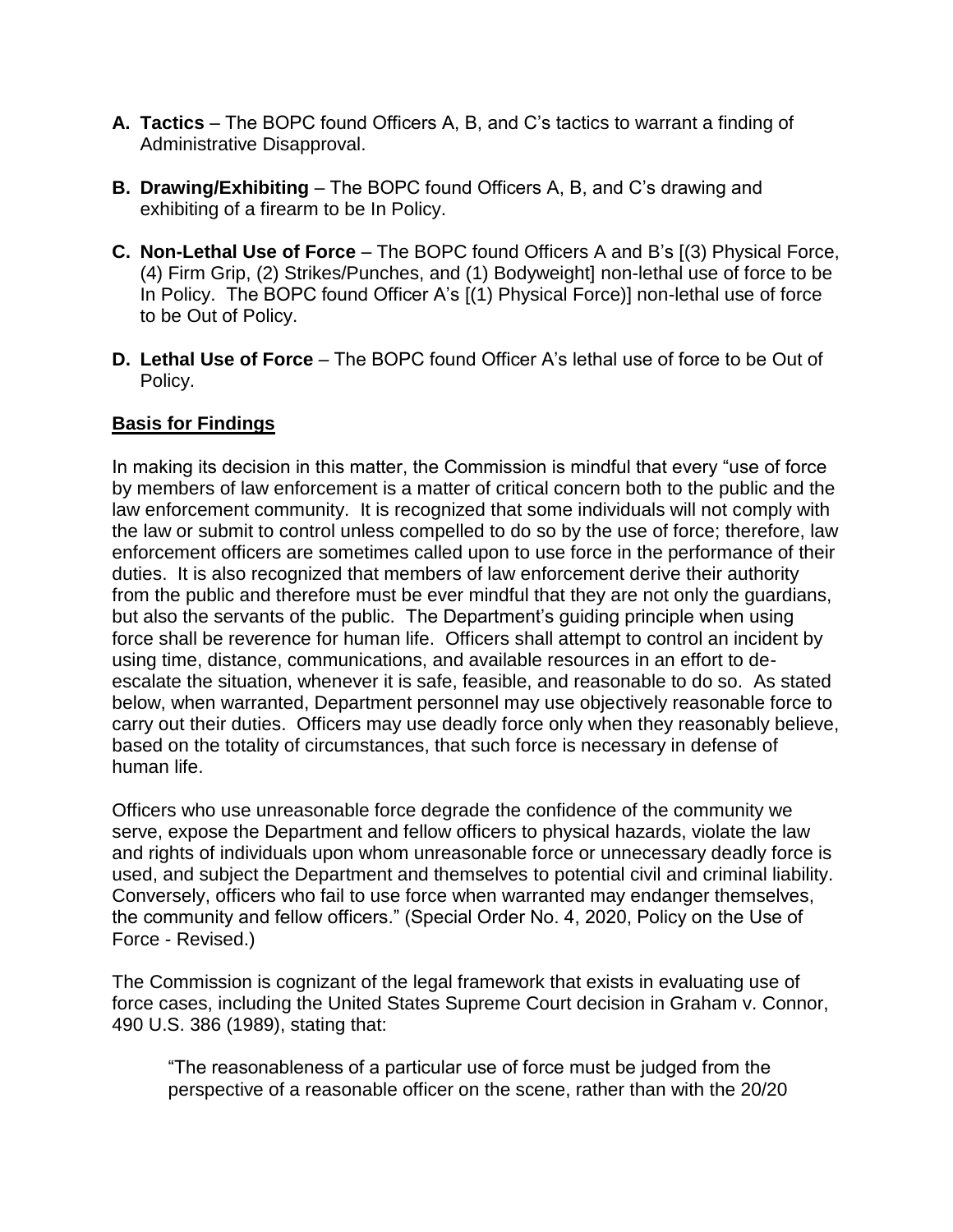**A. Tactics** – The BOPC found Officers A, B, and C's tactics to warrant a finding of Administrative Disapproval.

**B. Drawing/Exhibiting** – The BOPC found Officers A, B, and C's drawing and exhibiting of a firearm to be In Policy.

**C. Non-Lethal Use of Force** – The BOPC found Officers A and B's [(3) Physical Force, (4) Firm Grip, (2) Strikes/Punches, and (1) Bodyweight] non-lethal use of force to be In Policy. The BOPC found Officer A's [(1) Physical Force)] non-lethal use of force to be Out of Policy.

**D. Lethal Use of Force** – The BOPC found Officer A's lethal use of force to be Out of Policy.

**Basis for Findings**

In making its decision in this matter, the Commission is mindful that every "use of force by members of law enforcement is a matter of critical concern both to the public and the law enforcement community. It is recognized that some individuals will not comply with the law or submit to control unless compelled to do so by the use of force; therefore, law enforcement officers are sometimes called upon to use force in the performance of their duties. It is also recognized that members of law enforcement derive their authority from the public and therefore must be ever mindful that they are not only the guardians, but also the servants of the public. The Department's guiding principle when using force shall be reverence for human life. Officers shall attempt to control an incident by using time, distance, communications, and available resources in an effort to de-escalate the situation, whenever it is safe, feasible, and reasonable to do so. As stated below, when warranted, Department personnel may use objectively reasonable force to carry out their duties. Officers may use deadly force only when they reasonably believe, based on the totality of circumstances, that such force is necessary in defense of human life.

Officers who use unreasonable force degrade the confidence of the community we serve, expose the Department and fellow officers to physical hazards, violate the law and rights of individuals upon whom unreasonable force or unnecessary deadly force is used, and subject the Department and themselves to potential civil and criminal liability. Conversely, officers who fail to use force when warranted may endanger themselves, the community and fellow officers." (Special Order No. 4, 2020, Policy on the Use of Force - Revised.)

The Commission is cognizant of the legal framework that exists in evaluating use of force cases, including the United States Supreme Court decision in Graham v. Connor, 490 U.S. 386 (1989), stating that:

> "The reasonableness of a particular use of force must be judged from the perspective of a reasonable officer on the scene, rather than with the 20/20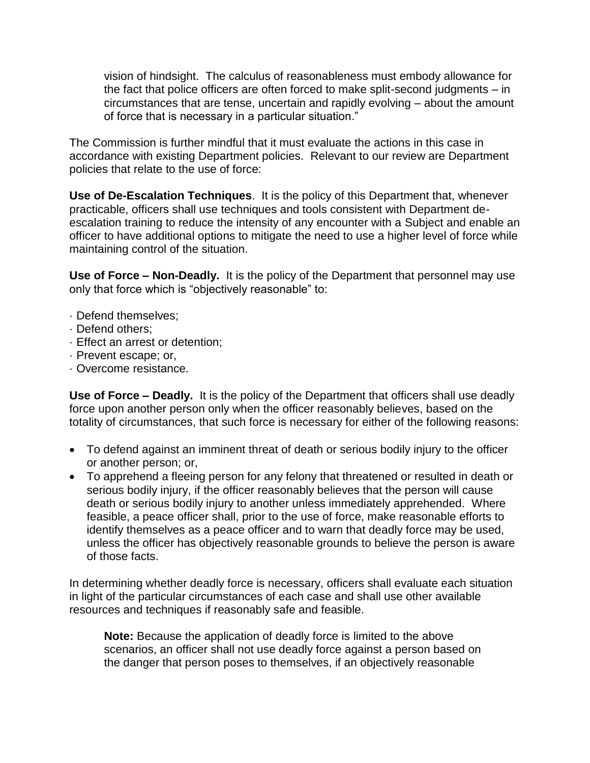> vision of hindsight. The calculus of reasonableness must embody allowance for the fact that police officers are often forced to make split-second judgments – in circumstances that are tense, uncertain and rapidly evolving – about the amount of force that is necessary in a particular situation."

The Commission is further mindful that it must evaluate the actions in this case in accordance with existing Department policies. Relevant to our review are Department policies that relate to the use of force:

**Use of De-Escalation Techniques**. It is the policy of this Department that, whenever practicable, officers shall use techniques and tools consistent with Department de-escalation training to reduce the intensity of any encounter with a Subject and enable an officer to have additional options to mitigate the need to use a higher level of force while maintaining control of the situation.

**Use of Force – Non-Deadly.** It is the policy of the Department that personnel may use only that force which is "objectively reasonable" to:

· Defend themselves;
· Defend others;
· Effect an arrest or detention;
· Prevent escape; or,
· Overcome resistance.

**Use of Force – Deadly.** It is the policy of the Department that officers shall use deadly force upon another person only when the officer reasonably believes, based on the totality of circumstances, that such force is necessary for either of the following reasons:

- To defend against an imminent threat of death or serious bodily injury to the officer or another person; or,
- To apprehend a fleeing person for any felony that threatened or resulted in death or serious bodily injury, if the officer reasonably believes that the person will cause death or serious bodily injury to another unless immediately apprehended. Where feasible, a peace officer shall, prior to the use of force, make reasonable efforts to identify themselves as a peace officer and to warn that deadly force may be used, unless the officer has objectively reasonable grounds to believe the person is aware of those facts.

In determining whether deadly force is necessary, officers shall evaluate each situation in light of the particular circumstances of each case and shall use other available resources and techniques if reasonably safe and feasible.

> **Note:** Because the application of deadly force is limited to the above scenarios, an officer shall not use deadly force against a person based on the danger that person poses to themselves, if an objectively reasonable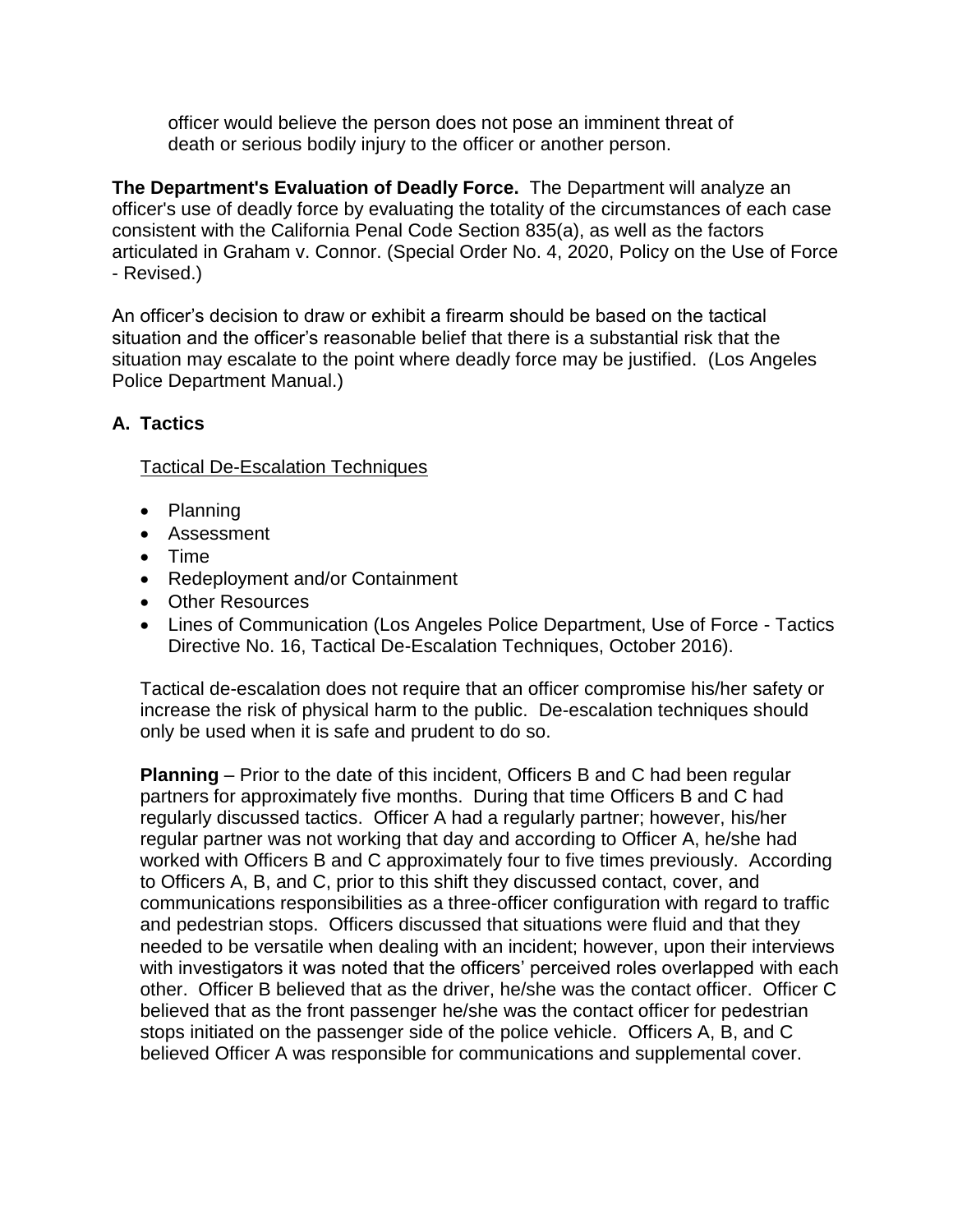officer would believe the person does not pose an imminent threat of death or serious bodily injury to the officer or another person.

**The Department's Evaluation of Deadly Force.** The Department will analyze an officer's use of deadly force by evaluating the totality of the circumstances of each case consistent with the California Penal Code Section 835(a), as well as the factors articulated in Graham v. Connor. (Special Order No. 4, 2020, Policy on the Use of Force - Revised.)

An officer's decision to draw or exhibit a firearm should be based on the tactical situation and the officer's reasonable belief that there is a substantial risk that the situation may escalate to the point where deadly force may be justified. (Los Angeles Police Department Manual.)

## A. Tactics

Tactical De-Escalation Techniques

- Planning
- Assessment
- Time
- Redeployment and/or Containment
- Other Resources
- Lines of Communication (Los Angeles Police Department, Use of Force - Tactics Directive No. 16, Tactical De-Escalation Techniques, October 2016).

Tactical de-escalation does not require that an officer compromise his/her safety or increase the risk of physical harm to the public. De-escalation techniques should only be used when it is safe and prudent to do so.

**Planning** – Prior to the date of this incident, Officers B and C had been regular partners for approximately five months. During that time Officers B and C had regularly discussed tactics. Officer A had a regularly partner; however, his/her regular partner was not working that day and according to Officer A, he/she had worked with Officers B and C approximately four to five times previously. According to Officers A, B, and C, prior to this shift they discussed contact, cover, and communications responsibilities as a three-officer configuration with regard to traffic and pedestrian stops. Officers discussed that situations were fluid and that they needed to be versatile when dealing with an incident; however, upon their interviews with investigators it was noted that the officers' perceived roles overlapped with each other. Officer B believed that as the driver, he/she was the contact officer. Officer C believed that as the front passenger he/she was the contact officer for pedestrian stops initiated on the passenger side of the police vehicle. Officers A, B, and C believed Officer A was responsible for communications and supplemental cover.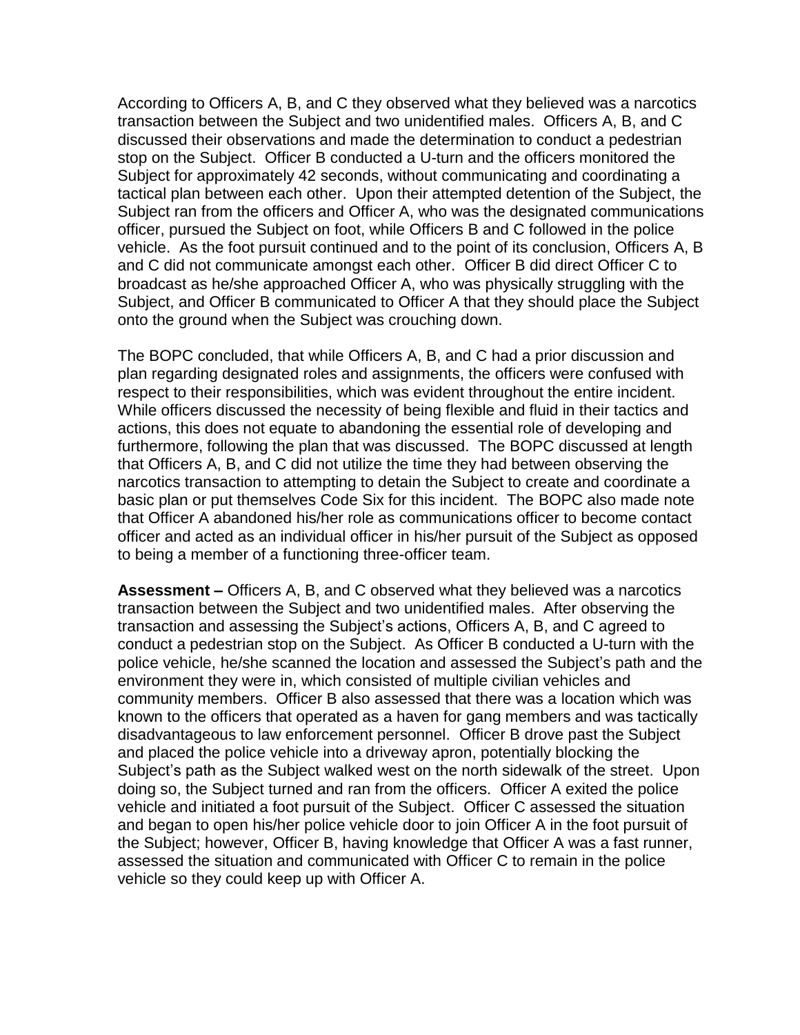According to Officers A, B, and C they observed what they believed was a narcotics transaction between the Subject and two unidentified males. Officers A, B, and C discussed their observations and made the determination to conduct a pedestrian stop on the Subject. Officer B conducted a U-turn and the officers monitored the Subject for approximately 42 seconds, without communicating and coordinating a tactical plan between each other. Upon their attempted detention of the Subject, the Subject ran from the officers and Officer A, who was the designated communications officer, pursued the Subject on foot, while Officers B and C followed in the police vehicle. As the foot pursuit continued and to the point of its conclusion, Officers A, B and C did not communicate amongst each other. Officer B did direct Officer C to broadcast as he/she approached Officer A, who was physically struggling with the Subject, and Officer B communicated to Officer A that they should place the Subject onto the ground when the Subject was crouching down.

The BOPC concluded, that while Officers A, B, and C had a prior discussion and plan regarding designated roles and assignments, the officers were confused with respect to their responsibilities, which was evident throughout the entire incident. While officers discussed the necessity of being flexible and fluid in their tactics and actions, this does not equate to abandoning the essential role of developing and furthermore, following the plan that was discussed. The BOPC discussed at length that Officers A, B, and C did not utilize the time they had between observing the narcotics transaction to attempting to detain the Subject to create and coordinate a basic plan or put themselves Code Six for this incident. The BOPC also made note that Officer A abandoned his/her role as communications officer to become contact officer and acted as an individual officer in his/her pursuit of the Subject as opposed to being a member of a functioning three-officer team.

**Assessment –** Officers A, B, and C observed what they believed was a narcotics transaction between the Subject and two unidentified males. After observing the transaction and assessing the Subject's actions, Officers A, B, and C agreed to conduct a pedestrian stop on the Subject. As Officer B conducted a U-turn with the police vehicle, he/she scanned the location and assessed the Subject's path and the environment they were in, which consisted of multiple civilian vehicles and community members. Officer B also assessed that there was a location which was known to the officers that operated as a haven for gang members and was tactically disadvantageous to law enforcement personnel. Officer B drove past the Subject and placed the police vehicle into a driveway apron, potentially blocking the Subject's path as the Subject walked west on the north sidewalk of the street. Upon doing so, the Subject turned and ran from the officers. Officer A exited the police vehicle and initiated a foot pursuit of the Subject. Officer C assessed the situation and began to open his/her police vehicle door to join Officer A in the foot pursuit of the Subject; however, Officer B, having knowledge that Officer A was a fast runner, assessed the situation and communicated with Officer C to remain in the police vehicle so they could keep up with Officer A.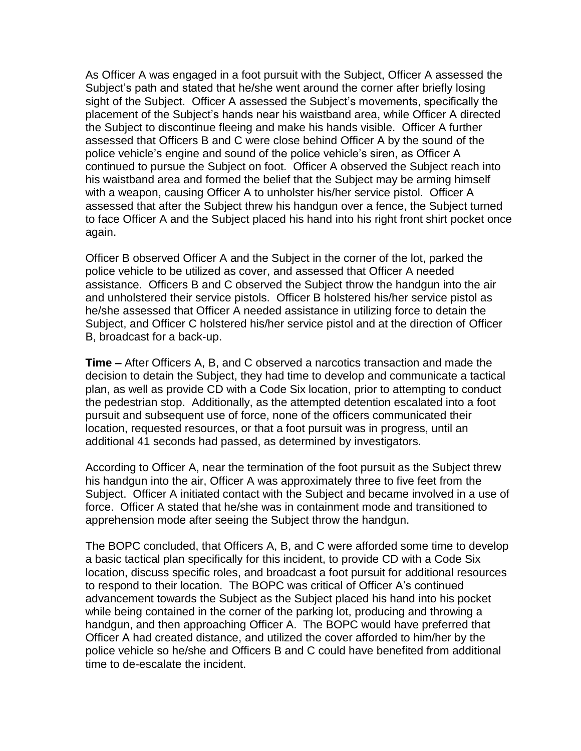As Officer A was engaged in a foot pursuit with the Subject, Officer A assessed the Subject's path and stated that he/she went around the corner after briefly losing sight of the Subject. Officer A assessed the Subject's movements, specifically the placement of the Subject's hands near his waistband area, while Officer A directed the Subject to discontinue fleeing and make his hands visible. Officer A further assessed that Officers B and C were close behind Officer A by the sound of the police vehicle's engine and sound of the police vehicle's siren, as Officer A continued to pursue the Subject on foot. Officer A observed the Subject reach into his waistband area and formed the belief that the Subject may be arming himself with a weapon, causing Officer A to unholster his/her service pistol. Officer A assessed that after the Subject threw his handgun over a fence, the Subject turned to face Officer A and the Subject placed his hand into his right front shirt pocket once again.

Officer B observed Officer A and the Subject in the corner of the lot, parked the police vehicle to be utilized as cover, and assessed that Officer A needed assistance. Officers B and C observed the Subject throw the handgun into the air and unholstered their service pistols. Officer B holstered his/her service pistol as he/she assessed that Officer A needed assistance in utilizing force to detain the Subject, and Officer C holstered his/her service pistol and at the direction of Officer B, broadcast for a back-up.

**Time –** After Officers A, B, and C observed a narcotics transaction and made the decision to detain the Subject, they had time to develop and communicate a tactical plan, as well as provide CD with a Code Six location, prior to attempting to conduct the pedestrian stop. Additionally, as the attempted detention escalated into a foot pursuit and subsequent use of force, none of the officers communicated their location, requested resources, or that a foot pursuit was in progress, until an additional 41 seconds had passed, as determined by investigators.

According to Officer A, near the termination of the foot pursuit as the Subject threw his handgun into the air, Officer A was approximately three to five feet from the Subject. Officer A initiated contact with the Subject and became involved in a use of force. Officer A stated that he/she was in containment mode and transitioned to apprehension mode after seeing the Subject throw the handgun.

The BOPC concluded, that Officers A, B, and C were afforded some time to develop a basic tactical plan specifically for this incident, to provide CD with a Code Six location, discuss specific roles, and broadcast a foot pursuit for additional resources to respond to their location. The BOPC was critical of Officer A's continued advancement towards the Subject as the Subject placed his hand into his pocket while being contained in the corner of the parking lot, producing and throwing a handgun, and then approaching Officer A. The BOPC would have preferred that Officer A had created distance, and utilized the cover afforded to him/her by the police vehicle so he/she and Officers B and C could have benefited from additional time to de-escalate the incident.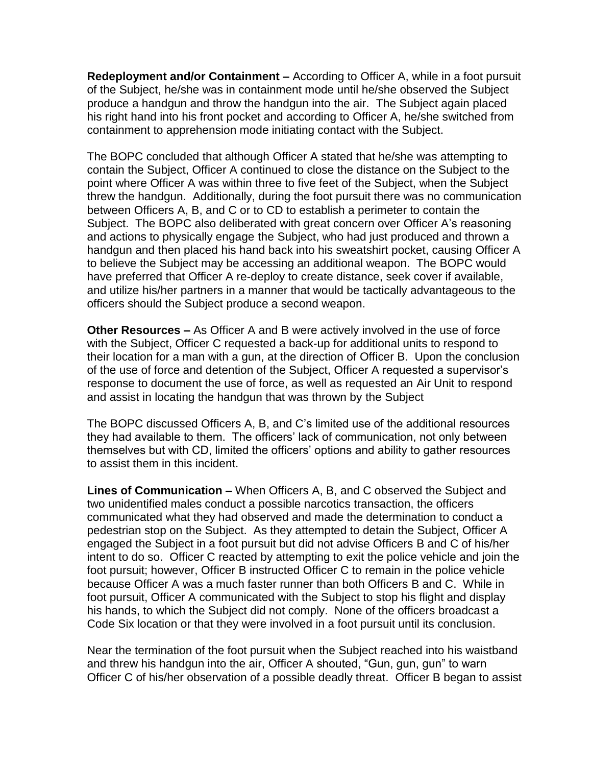**Redeployment and/or Containment –** According to Officer A, while in a foot pursuit of the Subject, he/she was in containment mode until he/she observed the Subject produce a handgun and throw the handgun into the air. The Subject again placed his right hand into his front pocket and according to Officer A, he/she switched from containment to apprehension mode initiating contact with the Subject.

The BOPC concluded that although Officer A stated that he/she was attempting to contain the Subject, Officer A continued to close the distance on the Subject to the point where Officer A was within three to five feet of the Subject, when the Subject threw the handgun. Additionally, during the foot pursuit there was no communication between Officers A, B, and C or to CD to establish a perimeter to contain the Subject. The BOPC also deliberated with great concern over Officer A's reasoning and actions to physically engage the Subject, who had just produced and thrown a handgun and then placed his hand back into his sweatshirt pocket, causing Officer A to believe the Subject may be accessing an additional weapon. The BOPC would have preferred that Officer A re-deploy to create distance, seek cover if available, and utilize his/her partners in a manner that would be tactically advantageous to the officers should the Subject produce a second weapon.

**Other Resources –** As Officer A and B were actively involved in the use of force with the Subject, Officer C requested a back-up for additional units to respond to their location for a man with a gun, at the direction of Officer B. Upon the conclusion of the use of force and detention of the Subject, Officer A requested a supervisor's response to document the use of force, as well as requested an Air Unit to respond and assist in locating the handgun that was thrown by the Subject

The BOPC discussed Officers A, B, and C's limited use of the additional resources they had available to them. The officers' lack of communication, not only between themselves but with CD, limited the officers' options and ability to gather resources to assist them in this incident.

**Lines of Communication –** When Officers A, B, and C observed the Subject and two unidentified males conduct a possible narcotics transaction, the officers communicated what they had observed and made the determination to conduct a pedestrian stop on the Subject. As they attempted to detain the Subject, Officer A engaged the Subject in a foot pursuit but did not advise Officers B and C of his/her intent to do so. Officer C reacted by attempting to exit the police vehicle and join the foot pursuit; however, Officer B instructed Officer C to remain in the police vehicle because Officer A was a much faster runner than both Officers B and C. While in foot pursuit, Officer A communicated with the Subject to stop his flight and display his hands, to which the Subject did not comply. None of the officers broadcast a Code Six location or that they were involved in a foot pursuit until its conclusion.

Near the termination of the foot pursuit when the Subject reached into his waistband and threw his handgun into the air, Officer A shouted, "Gun, gun, gun" to warn Officer C of his/her observation of a possible deadly threat. Officer B began to assist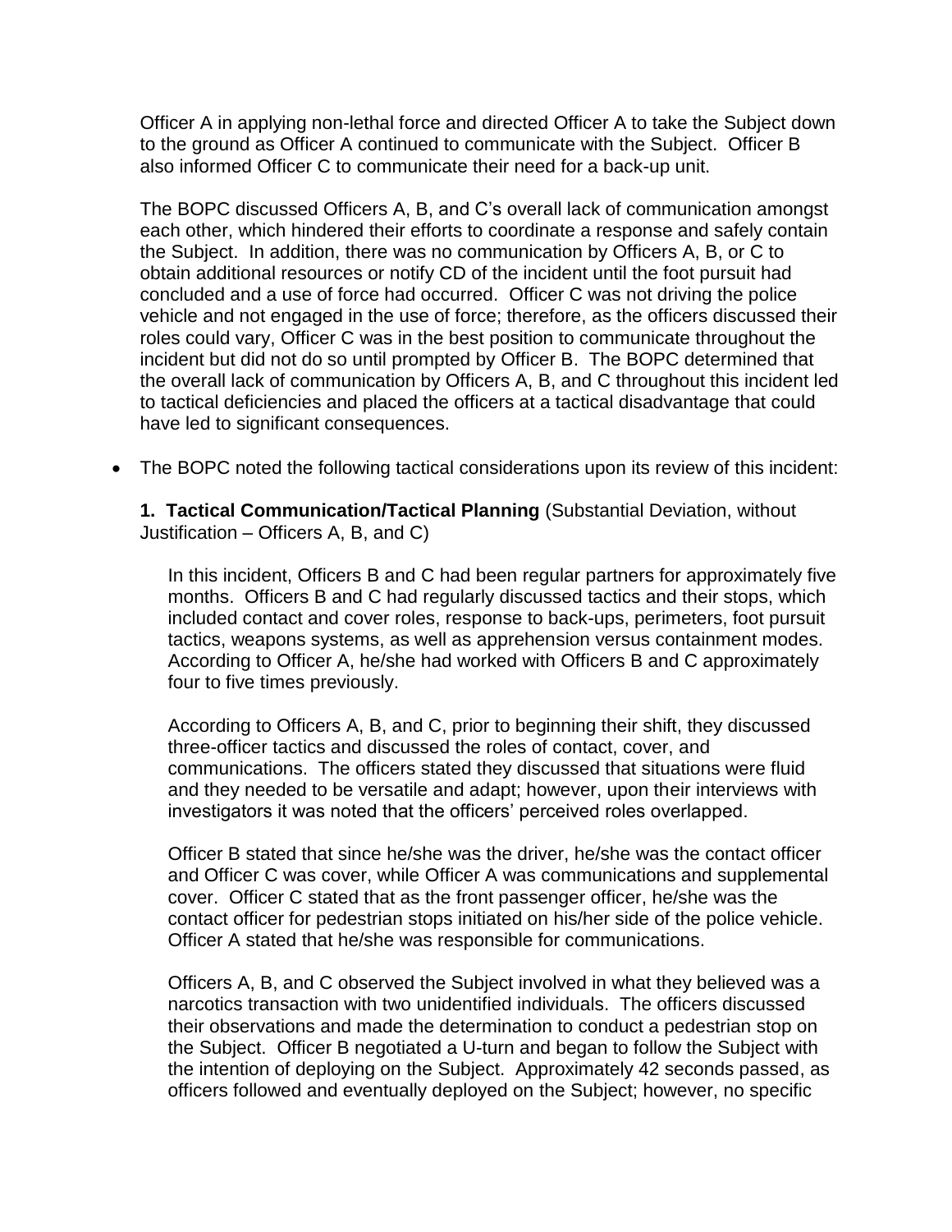Officer A in applying non-lethal force and directed Officer A to take the Subject down to the ground as Officer A continued to communicate with the Subject. Officer B also informed Officer C to communicate their need for a back-up unit.

The BOPC discussed Officers A, B, and C's overall lack of communication amongst each other, which hindered their efforts to coordinate a response and safely contain the Subject. In addition, there was no communication by Officers A, B, or C to obtain additional resources or notify CD of the incident until the foot pursuit had concluded and a use of force had occurred. Officer C was not driving the police vehicle and not engaged in the use of force; therefore, as the officers discussed their roles could vary, Officer C was in the best position to communicate throughout the incident but did not do so until prompted by Officer B. The BOPC determined that the overall lack of communication by Officers A, B, and C throughout this incident led to tactical deficiencies and placed the officers at a tactical disadvantage that could have led to significant consequences.

- The BOPC noted the following tactical considerations upon its review of this incident:

  **1. Tactical Communication/Tactical Planning** (Substantial Deviation, without Justification – Officers A, B, and C)

  In this incident, Officers B and C had been regular partners for approximately five months. Officers B and C had regularly discussed tactics and their stops, which included contact and cover roles, response to back-ups, perimeters, foot pursuit tactics, weapons systems, as well as apprehension versus containment modes. According to Officer A, he/she had worked with Officers B and C approximately four to five times previously.

  According to Officers A, B, and C, prior to beginning their shift, they discussed three-officer tactics and discussed the roles of contact, cover, and communications. The officers stated they discussed that situations were fluid and they needed to be versatile and adapt; however, upon their interviews with investigators it was noted that the officers' perceived roles overlapped.

  Officer B stated that since he/she was the driver, he/she was the contact officer and Officer C was cover, while Officer A was communications and supplemental cover. Officer C stated that as the front passenger officer, he/she was the contact officer for pedestrian stops initiated on his/her side of the police vehicle. Officer A stated that he/she was responsible for communications.

  Officers A, B, and C observed the Subject involved in what they believed was a narcotics transaction with two unidentified individuals. The officers discussed their observations and made the determination to conduct a pedestrian stop on the Subject. Officer B negotiated a U-turn and began to follow the Subject with the intention of deploying on the Subject. Approximately 42 seconds passed, as officers followed and eventually deployed on the Subject; however, no specific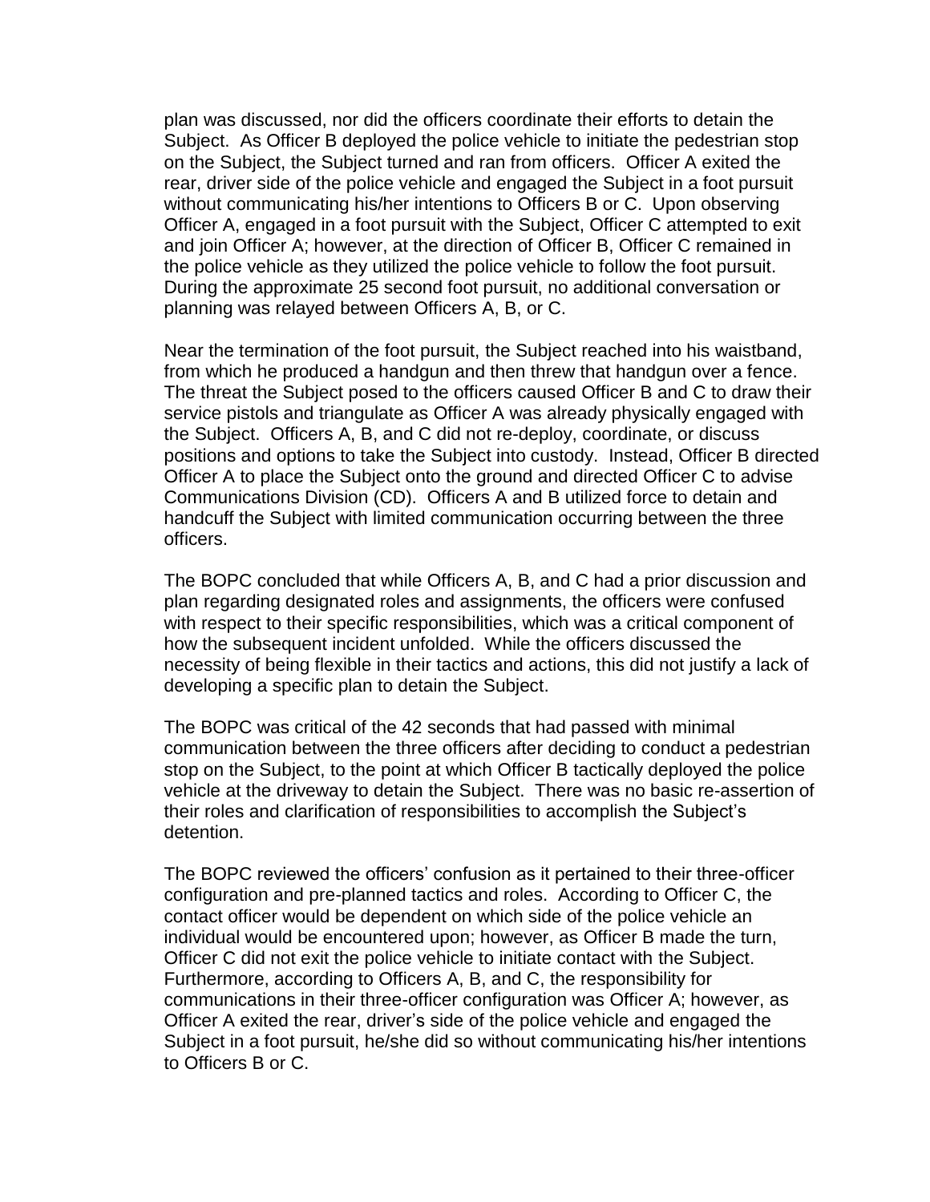plan was discussed, nor did the officers coordinate their efforts to detain the Subject. As Officer B deployed the police vehicle to initiate the pedestrian stop on the Subject, the Subject turned and ran from officers. Officer A exited the rear, driver side of the police vehicle and engaged the Subject in a foot pursuit without communicating his/her intentions to Officers B or C. Upon observing Officer A, engaged in a foot pursuit with the Subject, Officer C attempted to exit and join Officer A; however, at the direction of Officer B, Officer C remained in the police vehicle as they utilized the police vehicle to follow the foot pursuit. During the approximate 25 second foot pursuit, no additional conversation or planning was relayed between Officers A, B, or C.

Near the termination of the foot pursuit, the Subject reached into his waistband, from which he produced a handgun and then threw that handgun over a fence. The threat the Subject posed to the officers caused Officer B and C to draw their service pistols and triangulate as Officer A was already physically engaged with the Subject. Officers A, B, and C did not re-deploy, coordinate, or discuss positions and options to take the Subject into custody. Instead, Officer B directed Officer A to place the Subject onto the ground and directed Officer C to advise Communications Division (CD). Officers A and B utilized force to detain and handcuff the Subject with limited communication occurring between the three officers.

The BOPC concluded that while Officers A, B, and C had a prior discussion and plan regarding designated roles and assignments, the officers were confused with respect to their specific responsibilities, which was a critical component of how the subsequent incident unfolded. While the officers discussed the necessity of being flexible in their tactics and actions, this did not justify a lack of developing a specific plan to detain the Subject.

The BOPC was critical of the 42 seconds that had passed with minimal communication between the three officers after deciding to conduct a pedestrian stop on the Subject, to the point at which Officer B tactically deployed the police vehicle at the driveway to detain the Subject. There was no basic re-assertion of their roles and clarification of responsibilities to accomplish the Subject's detention.

The BOPC reviewed the officers' confusion as it pertained to their three-officer configuration and pre-planned tactics and roles. According to Officer C, the contact officer would be dependent on which side of the police vehicle an individual would be encountered upon; however, as Officer B made the turn, Officer C did not exit the police vehicle to initiate contact with the Subject. Furthermore, according to Officers A, B, and C, the responsibility for communications in their three-officer configuration was Officer A; however, as Officer A exited the rear, driver's side of the police vehicle and engaged the Subject in a foot pursuit, he/she did so without communicating his/her intentions to Officers B or C.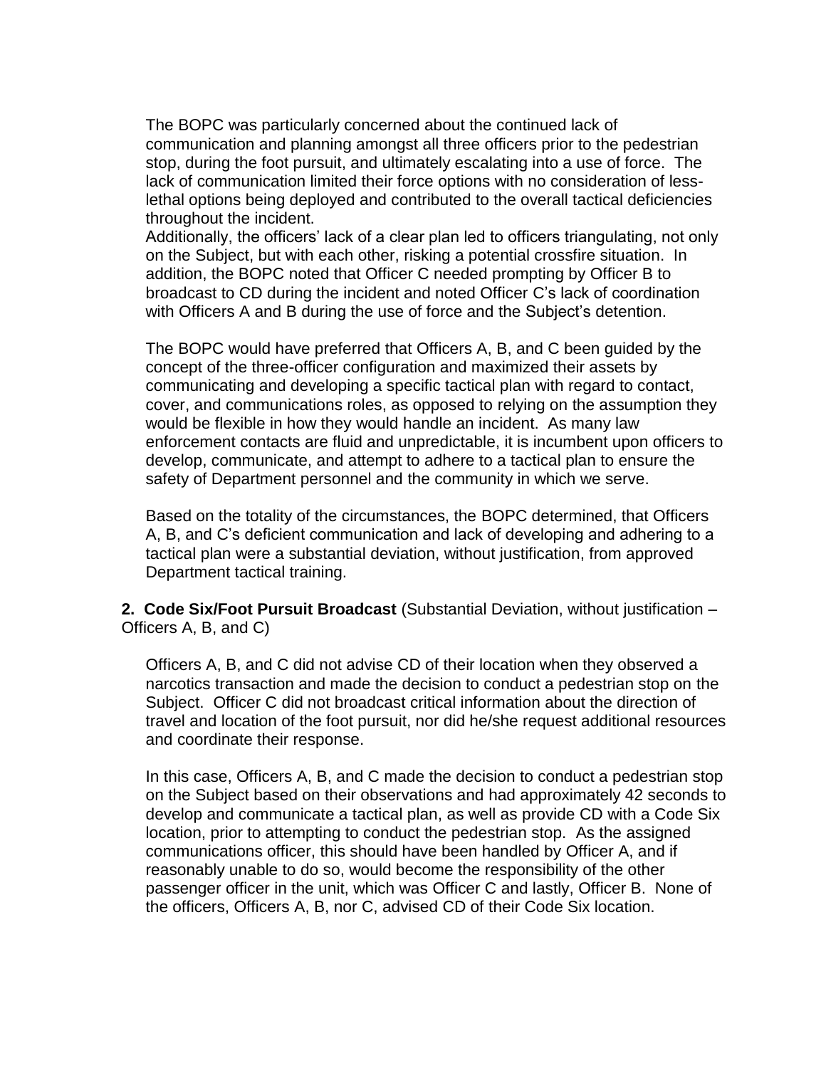The BOPC was particularly concerned about the continued lack of communication and planning amongst all three officers prior to the pedestrian stop, during the foot pursuit, and ultimately escalating into a use of force. The lack of communication limited their force options with no consideration of less-lethal options being deployed and contributed to the overall tactical deficiencies throughout the incident.

Additionally, the officers' lack of a clear plan led to officers triangulating, not only on the Subject, but with each other, risking a potential crossfire situation. In addition, the BOPC noted that Officer C needed prompting by Officer B to broadcast to CD during the incident and noted Officer C's lack of coordination with Officers A and B during the use of force and the Subject's detention.

The BOPC would have preferred that Officers A, B, and C been guided by the concept of the three-officer configuration and maximized their assets by communicating and developing a specific tactical plan with regard to contact, cover, and communications roles, as opposed to relying on the assumption they would be flexible in how they would handle an incident. As many law enforcement contacts are fluid and unpredictable, it is incumbent upon officers to develop, communicate, and attempt to adhere to a tactical plan to ensure the safety of Department personnel and the community in which we serve.

Based on the totality of the circumstances, the BOPC determined, that Officers A, B, and C's deficient communication and lack of developing and adhering to a tactical plan were a substantial deviation, without justification, from approved Department tactical training.

**2. Code Six/Foot Pursuit Broadcast** (Substantial Deviation, without justification – Officers A, B, and C)

Officers A, B, and C did not advise CD of their location when they observed a narcotics transaction and made the decision to conduct a pedestrian stop on the Subject. Officer C did not broadcast critical information about the direction of travel and location of the foot pursuit, nor did he/she request additional resources and coordinate their response.

In this case, Officers A, B, and C made the decision to conduct a pedestrian stop on the Subject based on their observations and had approximately 42 seconds to develop and communicate a tactical plan, as well as provide CD with a Code Six location, prior to attempting to conduct the pedestrian stop. As the assigned communications officer, this should have been handled by Officer A, and if reasonably unable to do so, would become the responsibility of the other passenger officer in the unit, which was Officer C and lastly, Officer B. None of the officers, Officers A, B, nor C, advised CD of their Code Six location.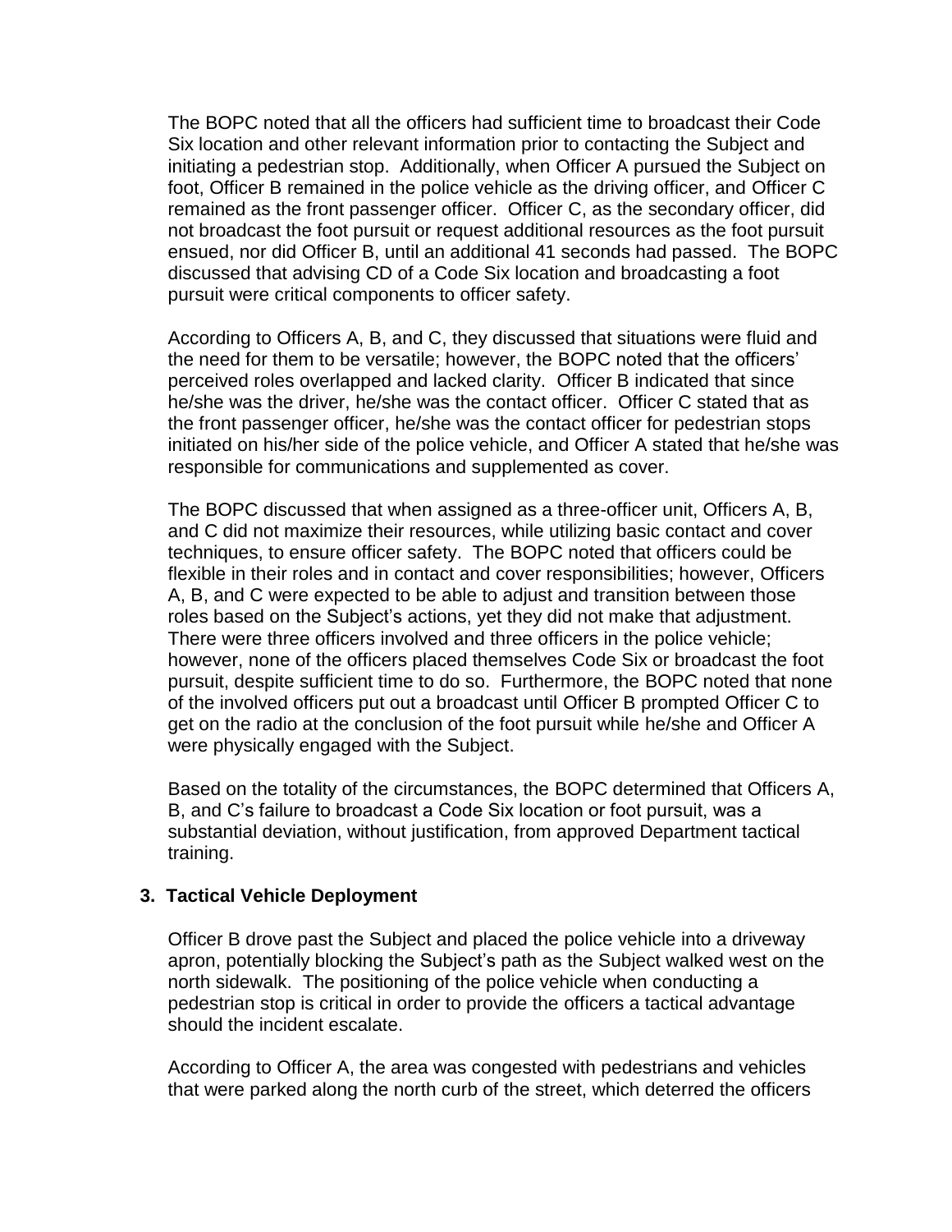The BOPC noted that all the officers had sufficient time to broadcast their Code Six location and other relevant information prior to contacting the Subject and initiating a pedestrian stop. Additionally, when Officer A pursued the Subject on foot, Officer B remained in the police vehicle as the driving officer, and Officer C remained as the front passenger officer. Officer C, as the secondary officer, did not broadcast the foot pursuit or request additional resources as the foot pursuit ensued, nor did Officer B, until an additional 41 seconds had passed. The BOPC discussed that advising CD of a Code Six location and broadcasting a foot pursuit were critical components to officer safety.

According to Officers A, B, and C, they discussed that situations were fluid and the need for them to be versatile; however, the BOPC noted that the officers' perceived roles overlapped and lacked clarity. Officer B indicated that since he/she was the driver, he/she was the contact officer. Officer C stated that as the front passenger officer, he/she was the contact officer for pedestrian stops initiated on his/her side of the police vehicle, and Officer A stated that he/she was responsible for communications and supplemented as cover.

The BOPC discussed that when assigned as a three-officer unit, Officers A, B, and C did not maximize their resources, while utilizing basic contact and cover techniques, to ensure officer safety. The BOPC noted that officers could be flexible in their roles and in contact and cover responsibilities; however, Officers A, B, and C were expected to be able to adjust and transition between those roles based on the Subject's actions, yet they did not make that adjustment. There were three officers involved and three officers in the police vehicle; however, none of the officers placed themselves Code Six or broadcast the foot pursuit, despite sufficient time to do so. Furthermore, the BOPC noted that none of the involved officers put out a broadcast until Officer B prompted Officer C to get on the radio at the conclusion of the foot pursuit while he/she and Officer A were physically engaged with the Subject.

Based on the totality of the circumstances, the BOPC determined that Officers A, B, and C's failure to broadcast a Code Six location or foot pursuit, was a substantial deviation, without justification, from approved Department tactical training.

**3. Tactical Vehicle Deployment**

Officer B drove past the Subject and placed the police vehicle into a driveway apron, potentially blocking the Subject's path as the Subject walked west on the north sidewalk. The positioning of the police vehicle when conducting a pedestrian stop is critical in order to provide the officers a tactical advantage should the incident escalate.

According to Officer A, the area was congested with pedestrians and vehicles that were parked along the north curb of the street, which deterred the officers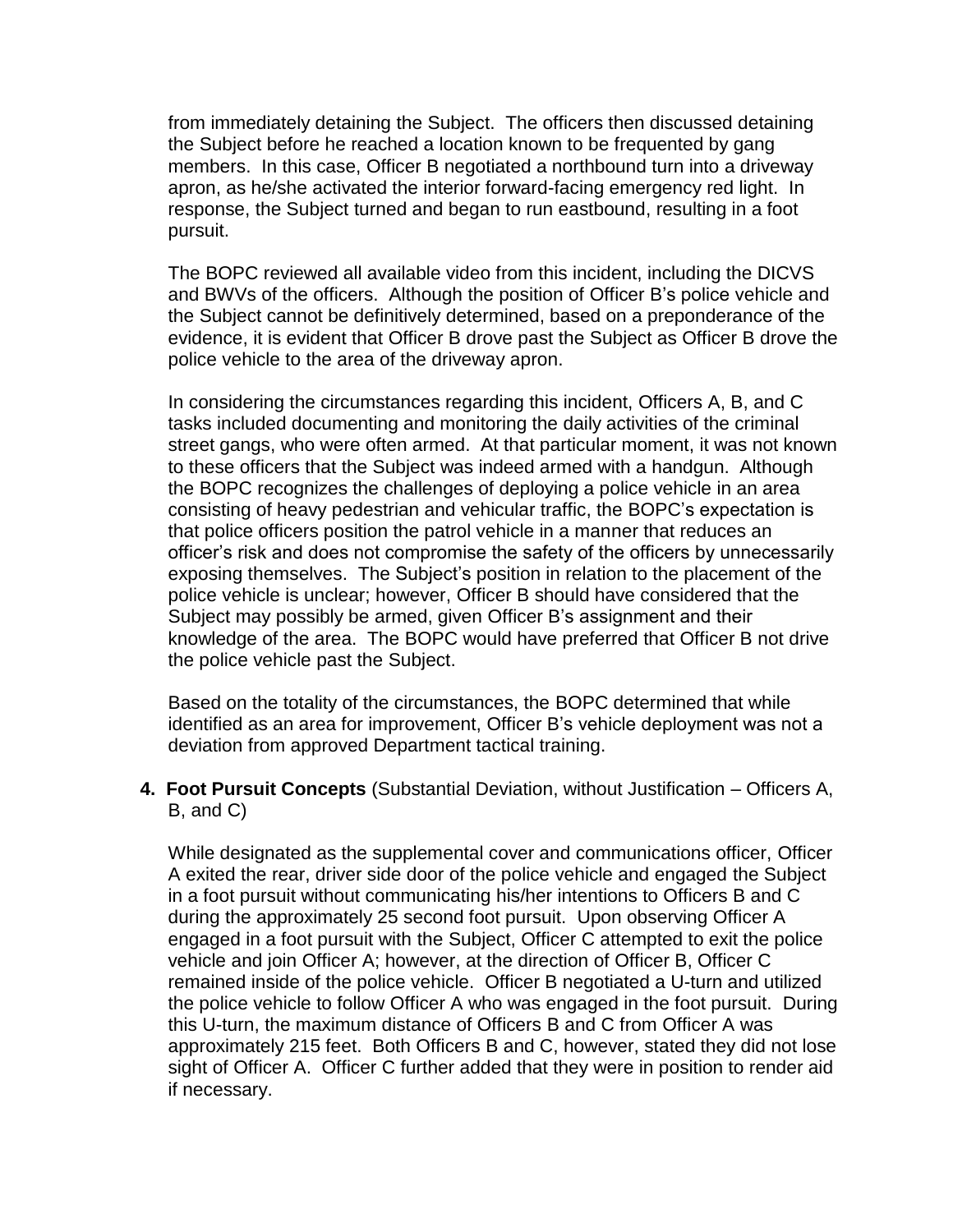from immediately detaining the Subject. The officers then discussed detaining the Subject before he reached a location known to be frequented by gang members. In this case, Officer B negotiated a northbound turn into a driveway apron, as he/she activated the interior forward-facing emergency red light. In response, the Subject turned and began to run eastbound, resulting in a foot pursuit.

The BOPC reviewed all available video from this incident, including the DICVS and BWVs of the officers. Although the position of Officer B's police vehicle and the Subject cannot be definitively determined, based on a preponderance of the evidence, it is evident that Officer B drove past the Subject as Officer B drove the police vehicle to the area of the driveway apron.

In considering the circumstances regarding this incident, Officers A, B, and C tasks included documenting and monitoring the daily activities of the criminal street gangs, who were often armed. At that particular moment, it was not known to these officers that the Subject was indeed armed with a handgun. Although the BOPC recognizes the challenges of deploying a police vehicle in an area consisting of heavy pedestrian and vehicular traffic, the BOPC's expectation is that police officers position the patrol vehicle in a manner that reduces an officer's risk and does not compromise the safety of the officers by unnecessarily exposing themselves. The Subject's position in relation to the placement of the police vehicle is unclear; however, Officer B should have considered that the Subject may possibly be armed, given Officer B's assignment and their knowledge of the area. The BOPC would have preferred that Officer B not drive the police vehicle past the Subject.

Based on the totality of the circumstances, the BOPC determined that while identified as an area for improvement, Officer B's vehicle deployment was not a deviation from approved Department tactical training.

4. **Foot Pursuit Concepts** (Substantial Deviation, without Justification – Officers A, B, and C)

While designated as the supplemental cover and communications officer, Officer A exited the rear, driver side door of the police vehicle and engaged the Subject in a foot pursuit without communicating his/her intentions to Officers B and C during the approximately 25 second foot pursuit. Upon observing Officer A engaged in a foot pursuit with the Subject, Officer C attempted to exit the police vehicle and join Officer A; however, at the direction of Officer B, Officer C remained inside of the police vehicle. Officer B negotiated a U-turn and utilized the police vehicle to follow Officer A who was engaged in the foot pursuit. During this U-turn, the maximum distance of Officers B and C from Officer A was approximately 215 feet. Both Officers B and C, however, stated they did not lose sight of Officer A. Officer C further added that they were in position to render aid if necessary.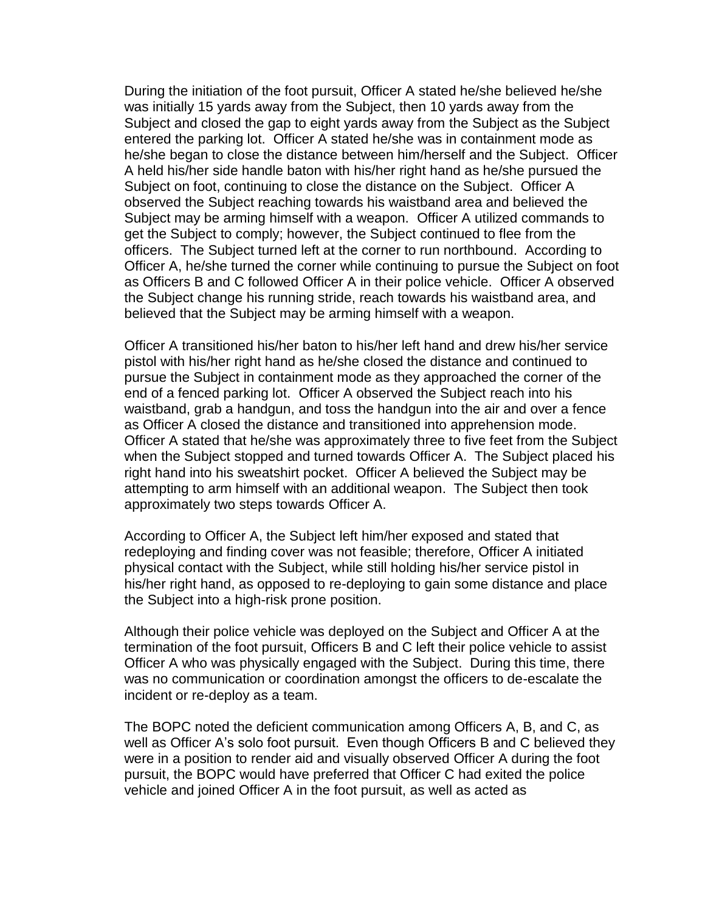During the initiation of the foot pursuit, Officer A stated he/she believed he/she was initially 15 yards away from the Subject, then 10 yards away from the Subject and closed the gap to eight yards away from the Subject as the Subject entered the parking lot. Officer A stated he/she was in containment mode as he/she began to close the distance between him/herself and the Subject. Officer A held his/her side handle baton with his/her right hand as he/she pursued the Subject on foot, continuing to close the distance on the Subject. Officer A observed the Subject reaching towards his waistband area and believed the Subject may be arming himself with a weapon. Officer A utilized commands to get the Subject to comply; however, the Subject continued to flee from the officers. The Subject turned left at the corner to run northbound. According to Officer A, he/she turned the corner while continuing to pursue the Subject on foot as Officers B and C followed Officer A in their police vehicle. Officer A observed the Subject change his running stride, reach towards his waistband area, and believed that the Subject may be arming himself with a weapon.

Officer A transitioned his/her baton to his/her left hand and drew his/her service pistol with his/her right hand as he/she closed the distance and continued to pursue the Subject in containment mode as they approached the corner of the end of a fenced parking lot. Officer A observed the Subject reach into his waistband, grab a handgun, and toss the handgun into the air and over a fence as Officer A closed the distance and transitioned into apprehension mode. Officer A stated that he/she was approximately three to five feet from the Subject when the Subject stopped and turned towards Officer A. The Subject placed his right hand into his sweatshirt pocket. Officer A believed the Subject may be attempting to arm himself with an additional weapon. The Subject then took approximately two steps towards Officer A.

According to Officer A, the Subject left him/her exposed and stated that redeploying and finding cover was not feasible; therefore, Officer A initiated physical contact with the Subject, while still holding his/her service pistol in his/her right hand, as opposed to re-deploying to gain some distance and place the Subject into a high-risk prone position.

Although their police vehicle was deployed on the Subject and Officer A at the termination of the foot pursuit, Officers B and C left their police vehicle to assist Officer A who was physically engaged with the Subject. During this time, there was no communication or coordination amongst the officers to de-escalate the incident or re-deploy as a team.

The BOPC noted the deficient communication among Officers A, B, and C, as well as Officer A's solo foot pursuit. Even though Officers B and C believed they were in a position to render aid and visually observed Officer A during the foot pursuit, the BOPC would have preferred that Officer C had exited the police vehicle and joined Officer A in the foot pursuit, as well as acted as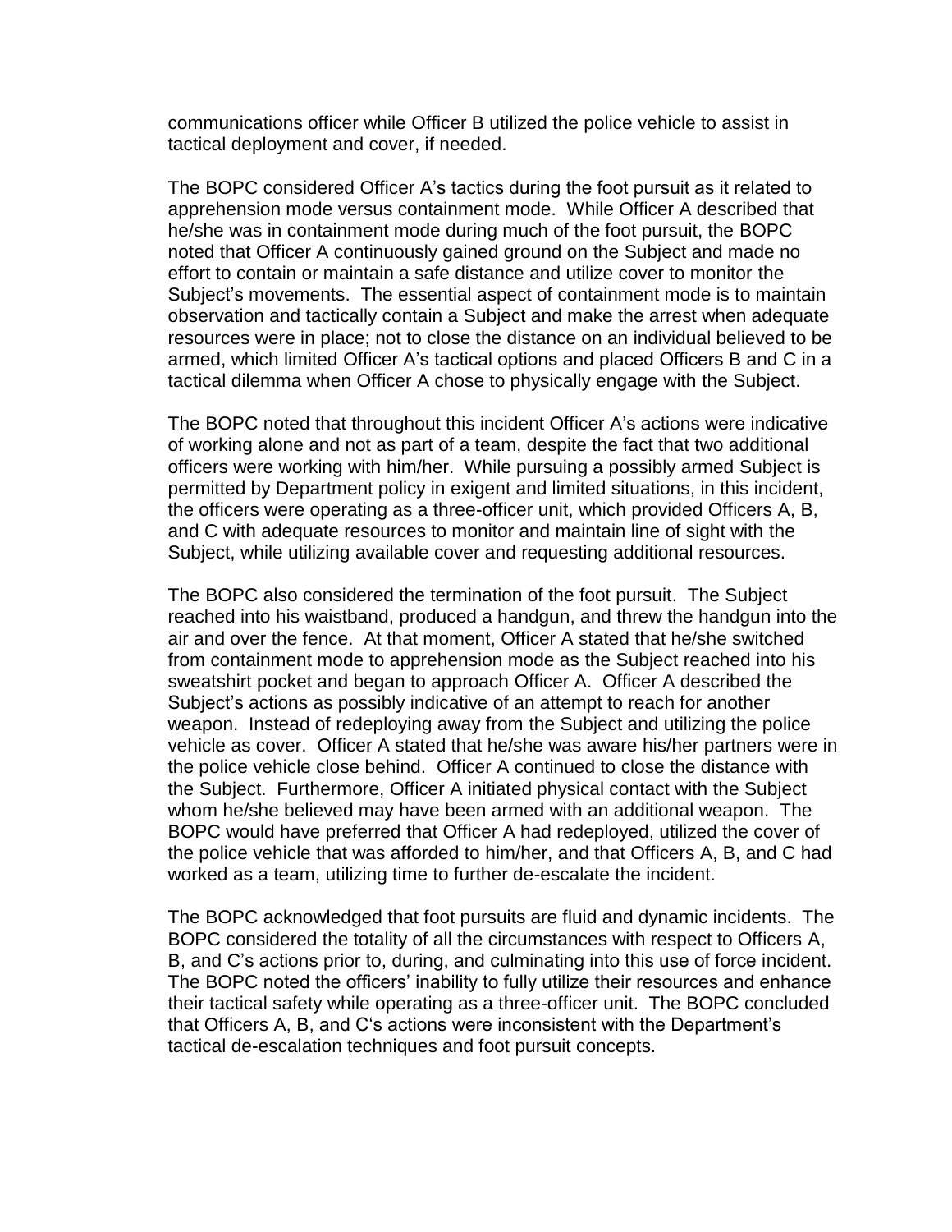communications officer while Officer B utilized the police vehicle to assist in tactical deployment and cover, if needed.

The BOPC considered Officer A's tactics during the foot pursuit as it related to apprehension mode versus containment mode. While Officer A described that he/she was in containment mode during much of the foot pursuit, the BOPC noted that Officer A continuously gained ground on the Subject and made no effort to contain or maintain a safe distance and utilize cover to monitor the Subject's movements. The essential aspect of containment mode is to maintain observation and tactically contain a Subject and make the arrest when adequate resources were in place; not to close the distance on an individual believed to be armed, which limited Officer A's tactical options and placed Officers B and C in a tactical dilemma when Officer A chose to physically engage with the Subject.

The BOPC noted that throughout this incident Officer A's actions were indicative of working alone and not as part of a team, despite the fact that two additional officers were working with him/her. While pursuing a possibly armed Subject is permitted by Department policy in exigent and limited situations, in this incident, the officers were operating as a three-officer unit, which provided Officers A, B, and C with adequate resources to monitor and maintain line of sight with the Subject, while utilizing available cover and requesting additional resources.

The BOPC also considered the termination of the foot pursuit. The Subject reached into his waistband, produced a handgun, and threw the handgun into the air and over the fence. At that moment, Officer A stated that he/she switched from containment mode to apprehension mode as the Subject reached into his sweatshirt pocket and began to approach Officer A. Officer A described the Subject's actions as possibly indicative of an attempt to reach for another weapon. Instead of redeploying away from the Subject and utilizing the police vehicle as cover. Officer A stated that he/she was aware his/her partners were in the police vehicle close behind. Officer A continued to close the distance with the Subject. Furthermore, Officer A initiated physical contact with the Subject whom he/she believed may have been armed with an additional weapon. The BOPC would have preferred that Officer A had redeployed, utilized the cover of the police vehicle that was afforded to him/her, and that Officers A, B, and C had worked as a team, utilizing time to further de-escalate the incident.

The BOPC acknowledged that foot pursuits are fluid and dynamic incidents. The BOPC considered the totality of all the circumstances with respect to Officers A, B, and C's actions prior to, during, and culminating into this use of force incident. The BOPC noted the officers' inability to fully utilize their resources and enhance their tactical safety while operating as a three-officer unit. The BOPC concluded that Officers A, B, and C's actions were inconsistent with the Department's tactical de-escalation techniques and foot pursuit concepts.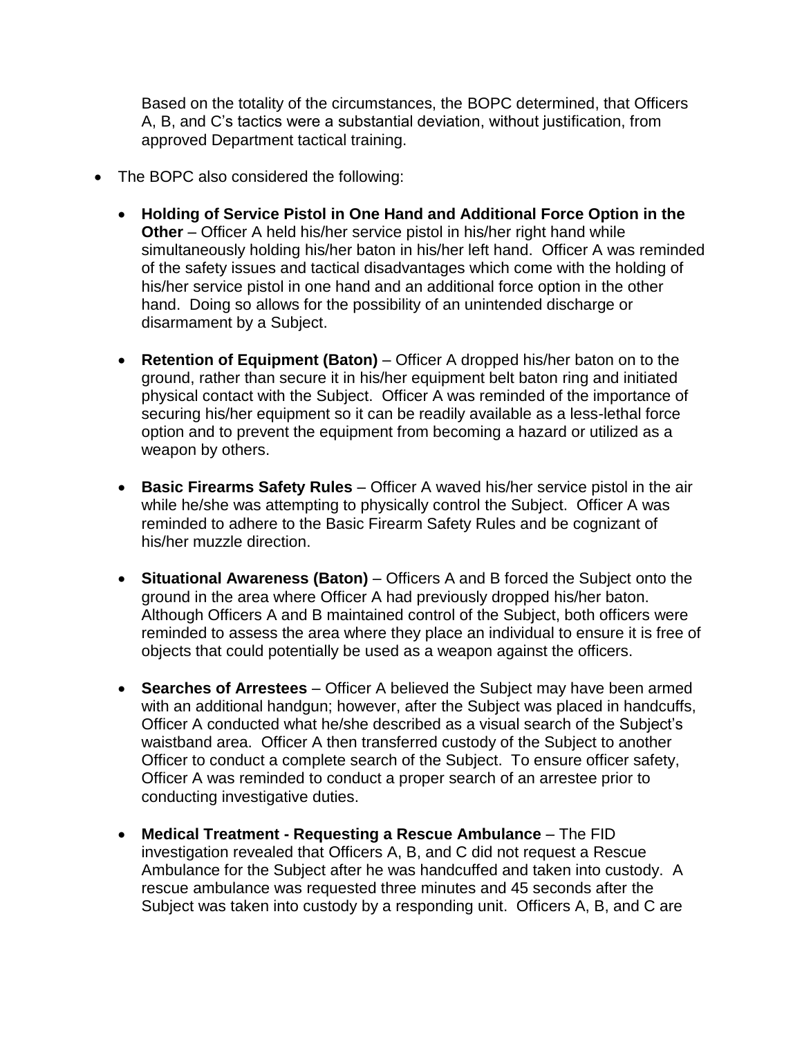Based on the totality of the circumstances, the BOPC determined, that Officers A, B, and C's tactics were a substantial deviation, without justification, from approved Department tactical training.

- The BOPC also considered the following:
  - **Holding of Service Pistol in One Hand and Additional Force Option in the Other** – Officer A held his/her service pistol in his/her right hand while simultaneously holding his/her baton in his/her left hand. Officer A was reminded of the safety issues and tactical disadvantages which come with the holding of his/her service pistol in one hand and an additional force option in the other hand. Doing so allows for the possibility of an unintended discharge or disarmament by a Subject.
  - **Retention of Equipment (Baton)** – Officer A dropped his/her baton on to the ground, rather than secure it in his/her equipment belt baton ring and initiated physical contact with the Subject. Officer A was reminded of the importance of securing his/her equipment so it can be readily available as a less-lethal force option and to prevent the equipment from becoming a hazard or utilized as a weapon by others.
  - **Basic Firearms Safety Rules** – Officer A waved his/her service pistol in the air while he/she was attempting to physically control the Subject. Officer A was reminded to adhere to the Basic Firearm Safety Rules and be cognizant of his/her muzzle direction.
  - **Situational Awareness (Baton)** – Officers A and B forced the Subject onto the ground in the area where Officer A had previously dropped his/her baton. Although Officers A and B maintained control of the Subject, both officers were reminded to assess the area where they place an individual to ensure it is free of objects that could potentially be used as a weapon against the officers.
  - **Searches of Arrestees** – Officer A believed the Subject may have been armed with an additional handgun; however, after the Subject was placed in handcuffs, Officer A conducted what he/she described as a visual search of the Subject's waistband area. Officer A then transferred custody of the Subject to another Officer to conduct a complete search of the Subject. To ensure officer safety, Officer A was reminded to conduct a proper search of an arrestee prior to conducting investigative duties.
  - **Medical Treatment - Requesting a Rescue Ambulance** – The FID investigation revealed that Officers A, B, and C did not request a Rescue Ambulance for the Subject after he was handcuffed and taken into custody. A rescue ambulance was requested three minutes and 45 seconds after the Subject was taken into custody by a responding unit. Officers A, B, and C are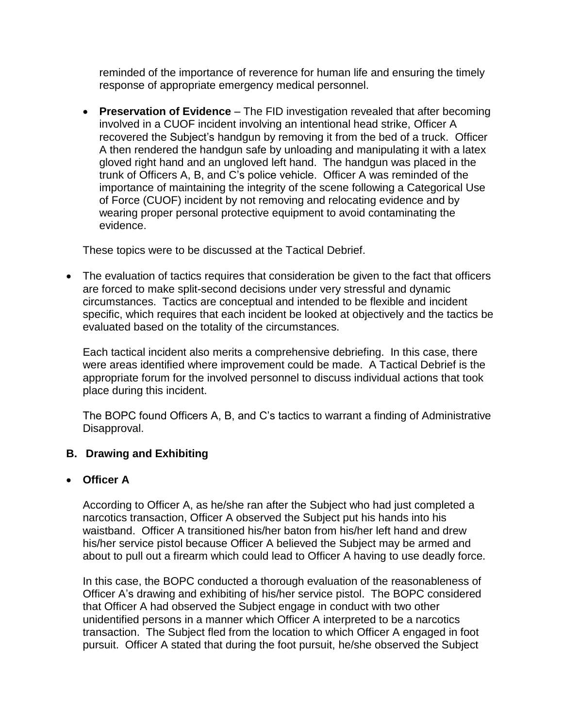reminded of the importance of reverence for human life and ensuring the timely response of appropriate emergency medical personnel.

- **Preservation of Evidence** – The FID investigation revealed that after becoming involved in a CUOF incident involving an intentional head strike, Officer A recovered the Subject's handgun by removing it from the bed of a truck. Officer A then rendered the handgun safe by unloading and manipulating it with a latex gloved right hand and an ungloved left hand. The handgun was placed in the trunk of Officers A, B, and C's police vehicle. Officer A was reminded of the importance of maintaining the integrity of the scene following a Categorical Use of Force (CUOF) incident by not removing and relocating evidence and by wearing proper personal protective equipment to avoid contaminating the evidence.

These topics were to be discussed at the Tactical Debrief.

- The evaluation of tactics requires that consideration be given to the fact that officers are forced to make split-second decisions under very stressful and dynamic circumstances. Tactics are conceptual and intended to be flexible and incident specific, which requires that each incident be looked at objectively and the tactics be evaluated based on the totality of the circumstances.

  Each tactical incident also merits a comprehensive debriefing. In this case, there were areas identified where improvement could be made. A Tactical Debrief is the appropriate forum for the involved personnel to discuss individual actions that took place during this incident.

  The BOPC found Officers A, B, and C's tactics to warrant a finding of Administrative Disapproval.

### B. Drawing and Exhibiting

- **Officer A**

  According to Officer A, as he/she ran after the Subject who had just completed a narcotics transaction, Officer A observed the Subject put his hands into his waistband. Officer A transitioned his/her baton from his/her left hand and drew his/her service pistol because Officer A believed the Subject may be armed and about to pull out a firearm which could lead to Officer A having to use deadly force.

  In this case, the BOPC conducted a thorough evaluation of the reasonableness of Officer A's drawing and exhibiting of his/her service pistol. The BOPC considered that Officer A had observed the Subject engage in conduct with two other unidentified persons in a manner which Officer A interpreted to be a narcotics transaction. The Subject fled from the location to which Officer A engaged in foot pursuit. Officer A stated that during the foot pursuit, he/she observed the Subject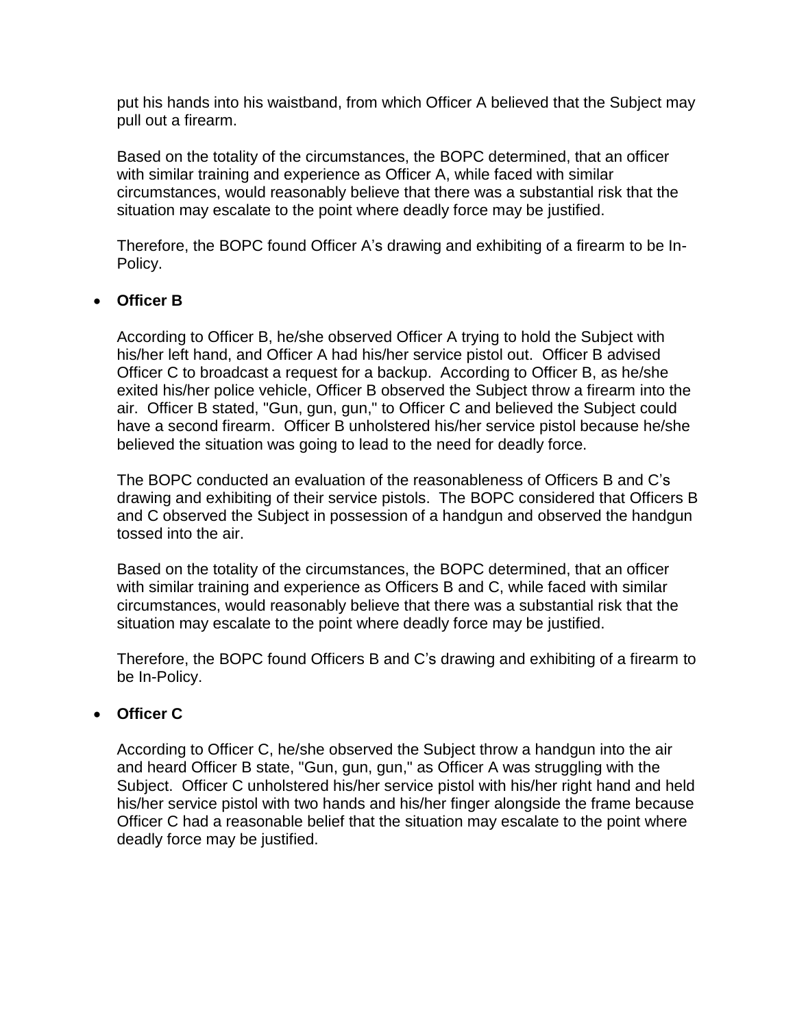put his hands into his waistband, from which Officer A believed that the Subject may pull out a firearm.

Based on the totality of the circumstances, the BOPC determined, that an officer with similar training and experience as Officer A, while faced with similar circumstances, would reasonably believe that there was a substantial risk that the situation may escalate to the point where deadly force may be justified.

Therefore, the BOPC found Officer A's drawing and exhibiting of a firearm to be In-Policy.

- **Officer B**

  According to Officer B, he/she observed Officer A trying to hold the Subject with his/her left hand, and Officer A had his/her service pistol out. Officer B advised Officer C to broadcast a request for a backup. According to Officer B, as he/she exited his/her police vehicle, Officer B observed the Subject throw a firearm into the air. Officer B stated, "Gun, gun, gun," to Officer C and believed the Subject could have a second firearm. Officer B unholstered his/her service pistol because he/she believed the situation was going to lead to the need for deadly force.

  The BOPC conducted an evaluation of the reasonableness of Officers B and C's drawing and exhibiting of their service pistols. The BOPC considered that Officers B and C observed the Subject in possession of a handgun and observed the handgun tossed into the air.

  Based on the totality of the circumstances, the BOPC determined, that an officer with similar training and experience as Officers B and C, while faced with similar circumstances, would reasonably believe that there was a substantial risk that the situation may escalate to the point where deadly force may be justified.

  Therefore, the BOPC found Officers B and C's drawing and exhibiting of a firearm to be In-Policy.

- **Officer C**

  According to Officer C, he/she observed the Subject throw a handgun into the air and heard Officer B state, "Gun, gun, gun," as Officer A was struggling with the Subject. Officer C unholstered his/her service pistol with his/her right hand and held his/her service pistol with two hands and his/her finger alongside the frame because Officer C had a reasonable belief that the situation may escalate to the point where deadly force may be justified.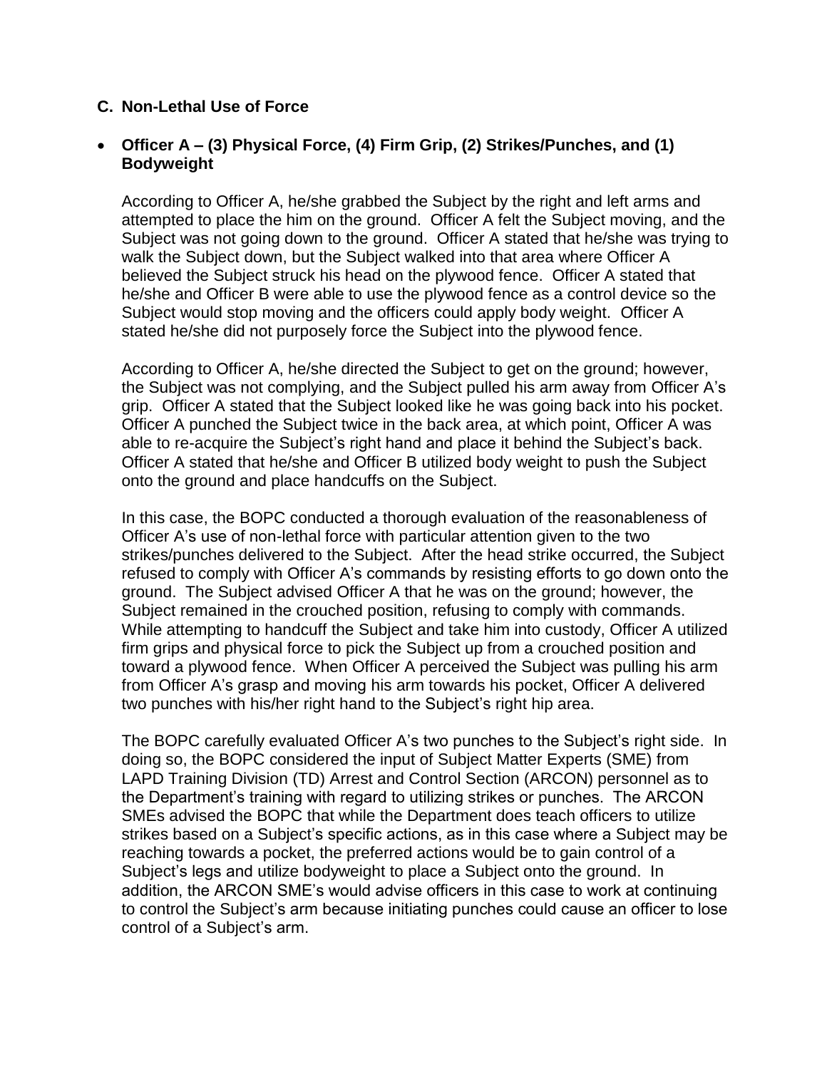## C. Non-Lethal Use of Force

- **Officer A – (3) Physical Force, (4) Firm Grip, (2) Strikes/Punches, and (1) Bodyweight**

According to Officer A, he/she grabbed the Subject by the right and left arms and attempted to place the him on the ground. Officer A felt the Subject moving, and the Subject was not going down to the ground. Officer A stated that he/she was trying to walk the Subject down, but the Subject walked into that area where Officer A believed the Subject struck his head on the plywood fence. Officer A stated that he/she and Officer B were able to use the plywood fence as a control device so the Subject would stop moving and the officers could apply body weight. Officer A stated he/she did not purposely force the Subject into the plywood fence.

According to Officer A, he/she directed the Subject to get on the ground; however, the Subject was not complying, and the Subject pulled his arm away from Officer A's grip. Officer A stated that the Subject looked like he was going back into his pocket. Officer A punched the Subject twice in the back area, at which point, Officer A was able to re-acquire the Subject's right hand and place it behind the Subject's back. Officer A stated that he/she and Officer B utilized body weight to push the Subject onto the ground and place handcuffs on the Subject.

In this case, the BOPC conducted a thorough evaluation of the reasonableness of Officer A's use of non-lethal force with particular attention given to the two strikes/punches delivered to the Subject. After the head strike occurred, the Subject refused to comply with Officer A's commands by resisting efforts to go down onto the ground. The Subject advised Officer A that he was on the ground; however, the Subject remained in the crouched position, refusing to comply with commands. While attempting to handcuff the Subject and take him into custody, Officer A utilized firm grips and physical force to pick the Subject up from a crouched position and toward a plywood fence. When Officer A perceived the Subject was pulling his arm from Officer A's grasp and moving his arm towards his pocket, Officer A delivered two punches with his/her right hand to the Subject's right hip area.

The BOPC carefully evaluated Officer A's two punches to the Subject's right side. In doing so, the BOPC considered the input of Subject Matter Experts (SME) from LAPD Training Division (TD) Arrest and Control Section (ARCON) personnel as to the Department's training with regard to utilizing strikes or punches. The ARCON SMEs advised the BOPC that while the Department does teach officers to utilize strikes based on a Subject's specific actions, as in this case where a Subject may be reaching towards a pocket, the preferred actions would be to gain control of a Subject's legs and utilize bodyweight to place a Subject onto the ground. In addition, the ARCON SME's would advise officers in this case to work at continuing to control the Subject's arm because initiating punches could cause an officer to lose control of a Subject's arm.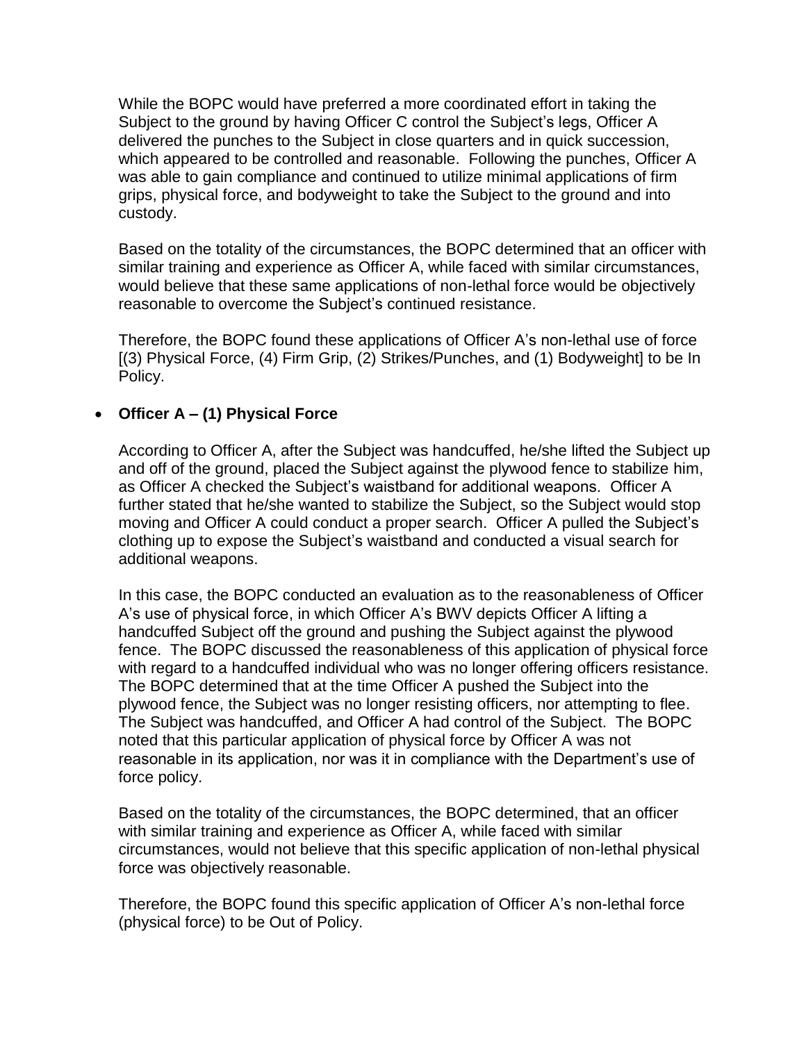While the BOPC would have preferred a more coordinated effort in taking the Subject to the ground by having Officer C control the Subject's legs, Officer A delivered the punches to the Subject in close quarters and in quick succession, which appeared to be controlled and reasonable. Following the punches, Officer A was able to gain compliance and continued to utilize minimal applications of firm grips, physical force, and bodyweight to take the Subject to the ground and into custody.

Based on the totality of the circumstances, the BOPC determined that an officer with similar training and experience as Officer A, while faced with similar circumstances, would believe that these same applications of non-lethal force would be objectively reasonable to overcome the Subject's continued resistance.

Therefore, the BOPC found these applications of Officer A's non-lethal use of force [(3) Physical Force, (4) Firm Grip, (2) Strikes/Punches, and (1) Bodyweight] to be In Policy.

- **Officer A – (1) Physical Force**

According to Officer A, after the Subject was handcuffed, he/she lifted the Subject up and off of the ground, placed the Subject against the plywood fence to stabilize him, as Officer A checked the Subject's waistband for additional weapons. Officer A further stated that he/she wanted to stabilize the Subject, so the Subject would stop moving and Officer A could conduct a proper search. Officer A pulled the Subject's clothing up to expose the Subject's waistband and conducted a visual search for additional weapons.

In this case, the BOPC conducted an evaluation as to the reasonableness of Officer A's use of physical force, in which Officer A's BWV depicts Officer A lifting a handcuffed Subject off the ground and pushing the Subject against the plywood fence. The BOPC discussed the reasonableness of this application of physical force with regard to a handcuffed individual who was no longer offering officers resistance. The BOPC determined that at the time Officer A pushed the Subject into the plywood fence, the Subject was no longer resisting officers, nor attempting to flee. The Subject was handcuffed, and Officer A had control of the Subject. The BOPC noted that this particular application of physical force by Officer A was not reasonable in its application, nor was it in compliance with the Department's use of force policy.

Based on the totality of the circumstances, the BOPC determined, that an officer with similar training and experience as Officer A, while faced with similar circumstances, would not believe that this specific application of non-lethal physical force was objectively reasonable.

Therefore, the BOPC found this specific application of Officer A's non-lethal force (physical force) to be Out of Policy.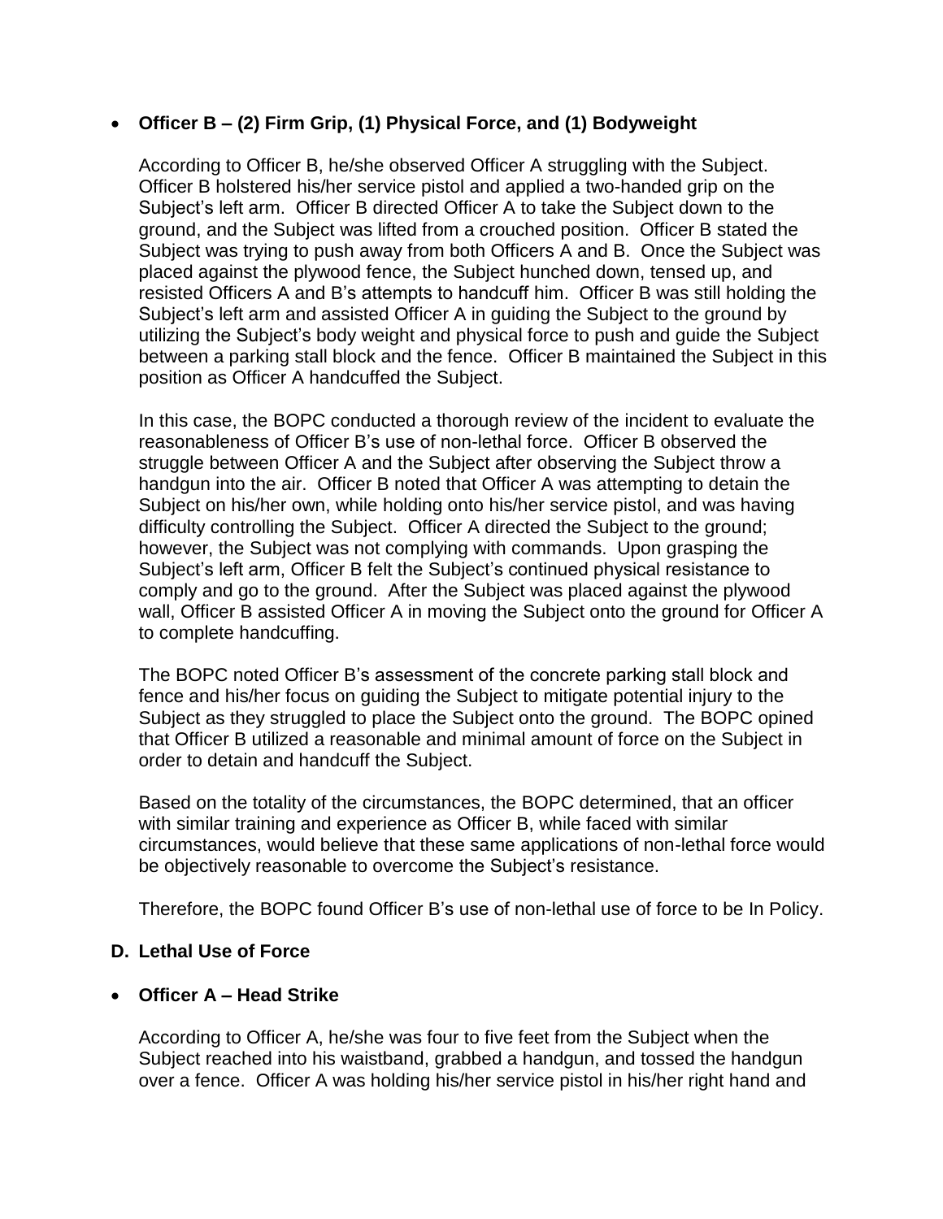- **Officer B – (2) Firm Grip, (1) Physical Force, and (1) Bodyweight**

  According to Officer B, he/she observed Officer A struggling with the Subject. Officer B holstered his/her service pistol and applied a two-handed grip on the Subject's left arm. Officer B directed Officer A to take the Subject down to the ground, and the Subject was lifted from a crouched position. Officer B stated the Subject was trying to push away from both Officers A and B. Once the Subject was placed against the plywood fence, the Subject hunched down, tensed up, and resisted Officers A and B's attempts to handcuff him. Officer B was still holding the Subject's left arm and assisted Officer A in guiding the Subject to the ground by utilizing the Subject's body weight and physical force to push and guide the Subject between a parking stall block and the fence. Officer B maintained the Subject in this position as Officer A handcuffed the Subject.

  In this case, the BOPC conducted a thorough review of the incident to evaluate the reasonableness of Officer B's use of non-lethal force. Officer B observed the struggle between Officer A and the Subject after observing the Subject throw a handgun into the air. Officer B noted that Officer A was attempting to detain the Subject on his/her own, while holding onto his/her service pistol, and was having difficulty controlling the Subject. Officer A directed the Subject to the ground; however, the Subject was not complying with commands. Upon grasping the Subject's left arm, Officer B felt the Subject's continued physical resistance to comply and go to the ground. After the Subject was placed against the plywood wall, Officer B assisted Officer A in moving the Subject onto the ground for Officer A to complete handcuffing.

  The BOPC noted Officer B's assessment of the concrete parking stall block and fence and his/her focus on guiding the Subject to mitigate potential injury to the Subject as they struggled to place the Subject onto the ground. The BOPC opined that Officer B utilized a reasonable and minimal amount of force on the Subject in order to detain and handcuff the Subject.

  Based on the totality of the circumstances, the BOPC determined, that an officer with similar training and experience as Officer B, while faced with similar circumstances, would believe that these same applications of non-lethal force would be objectively reasonable to overcome the Subject's resistance.

  Therefore, the BOPC found Officer B's use of non-lethal use of force to be In Policy.

## D. Lethal Use of Force

- **Officer A – Head Strike**

  According to Officer A, he/she was four to five feet from the Subject when the Subject reached into his waistband, grabbed a handgun, and tossed the handgun over a fence. Officer A was holding his/her service pistol in his/her right hand and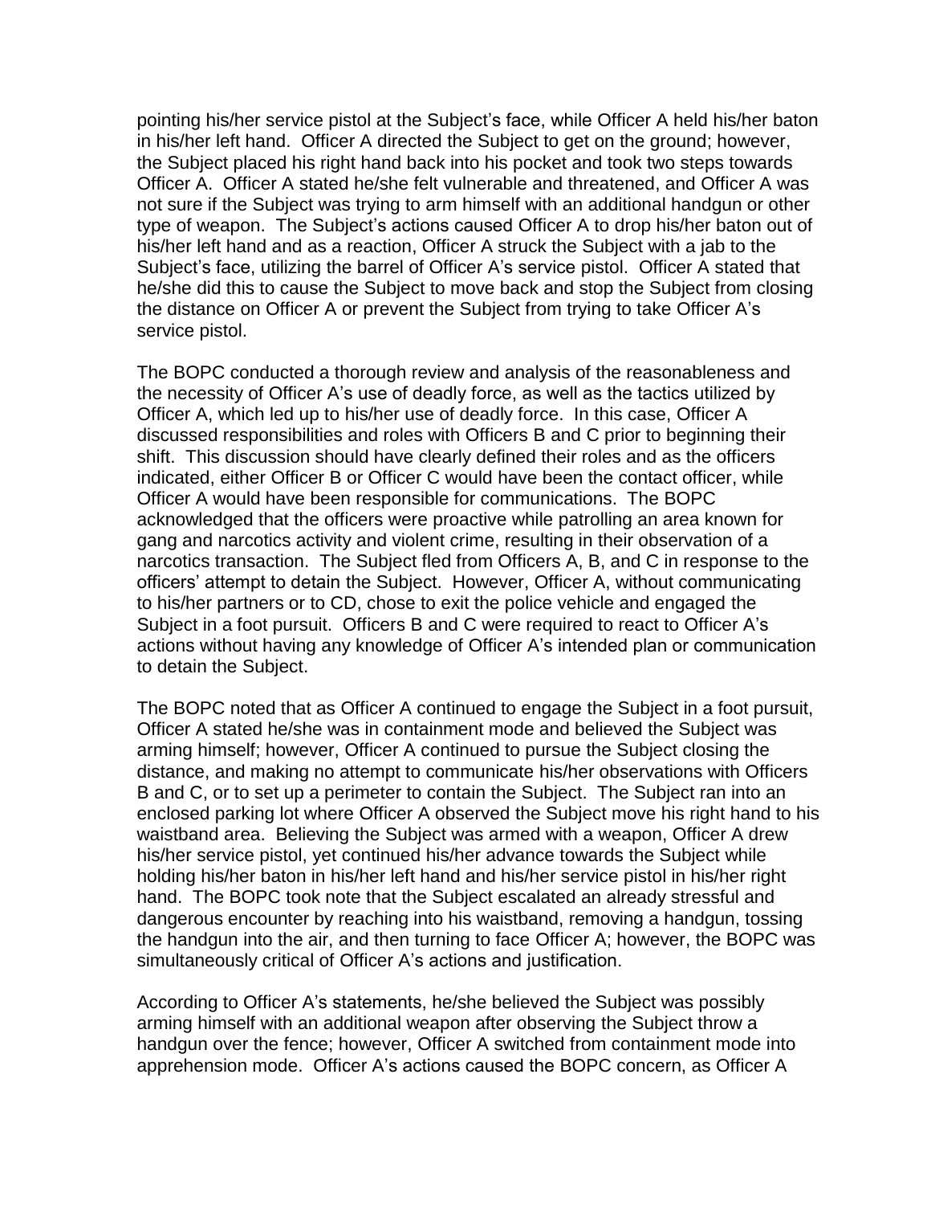pointing his/her service pistol at the Subject's face, while Officer A held his/her baton in his/her left hand. Officer A directed the Subject to get on the ground; however, the Subject placed his right hand back into his pocket and took two steps towards Officer A. Officer A stated he/she felt vulnerable and threatened, and Officer A was not sure if the Subject was trying to arm himself with an additional handgun or other type of weapon. The Subject's actions caused Officer A to drop his/her baton out of his/her left hand and as a reaction, Officer A struck the Subject with a jab to the Subject's face, utilizing the barrel of Officer A's service pistol. Officer A stated that he/she did this to cause the Subject to move back and stop the Subject from closing the distance on Officer A or prevent the Subject from trying to take Officer A's service pistol.

The BOPC conducted a thorough review and analysis of the reasonableness and the necessity of Officer A's use of deadly force, as well as the tactics utilized by Officer A, which led up to his/her use of deadly force. In this case, Officer A discussed responsibilities and roles with Officers B and C prior to beginning their shift. This discussion should have clearly defined their roles and as the officers indicated, either Officer B or Officer C would have been the contact officer, while Officer A would have been responsible for communications. The BOPC acknowledged that the officers were proactive while patrolling an area known for gang and narcotics activity and violent crime, resulting in their observation of a narcotics transaction. The Subject fled from Officers A, B, and C in response to the officers' attempt to detain the Subject. However, Officer A, without communicating to his/her partners or to CD, chose to exit the police vehicle and engaged the Subject in a foot pursuit. Officers B and C were required to react to Officer A's actions without having any knowledge of Officer A's intended plan or communication to detain the Subject.

The BOPC noted that as Officer A continued to engage the Subject in a foot pursuit, Officer A stated he/she was in containment mode and believed the Subject was arming himself; however, Officer A continued to pursue the Subject closing the distance, and making no attempt to communicate his/her observations with Officers B and C, or to set up a perimeter to contain the Subject. The Subject ran into an enclosed parking lot where Officer A observed the Subject move his right hand to his waistband area. Believing the Subject was armed with a weapon, Officer A drew his/her service pistol, yet continued his/her advance towards the Subject while holding his/her baton in his/her left hand and his/her service pistol in his/her right hand. The BOPC took note that the Subject escalated an already stressful and dangerous encounter by reaching into his waistband, removing a handgun, tossing the handgun into the air, and then turning to face Officer A; however, the BOPC was simultaneously critical of Officer A's actions and justification.

According to Officer A's statements, he/she believed the Subject was possibly arming himself with an additional weapon after observing the Subject throw a handgun over the fence; however, Officer A switched from containment mode into apprehension mode. Officer A's actions caused the BOPC concern, as Officer A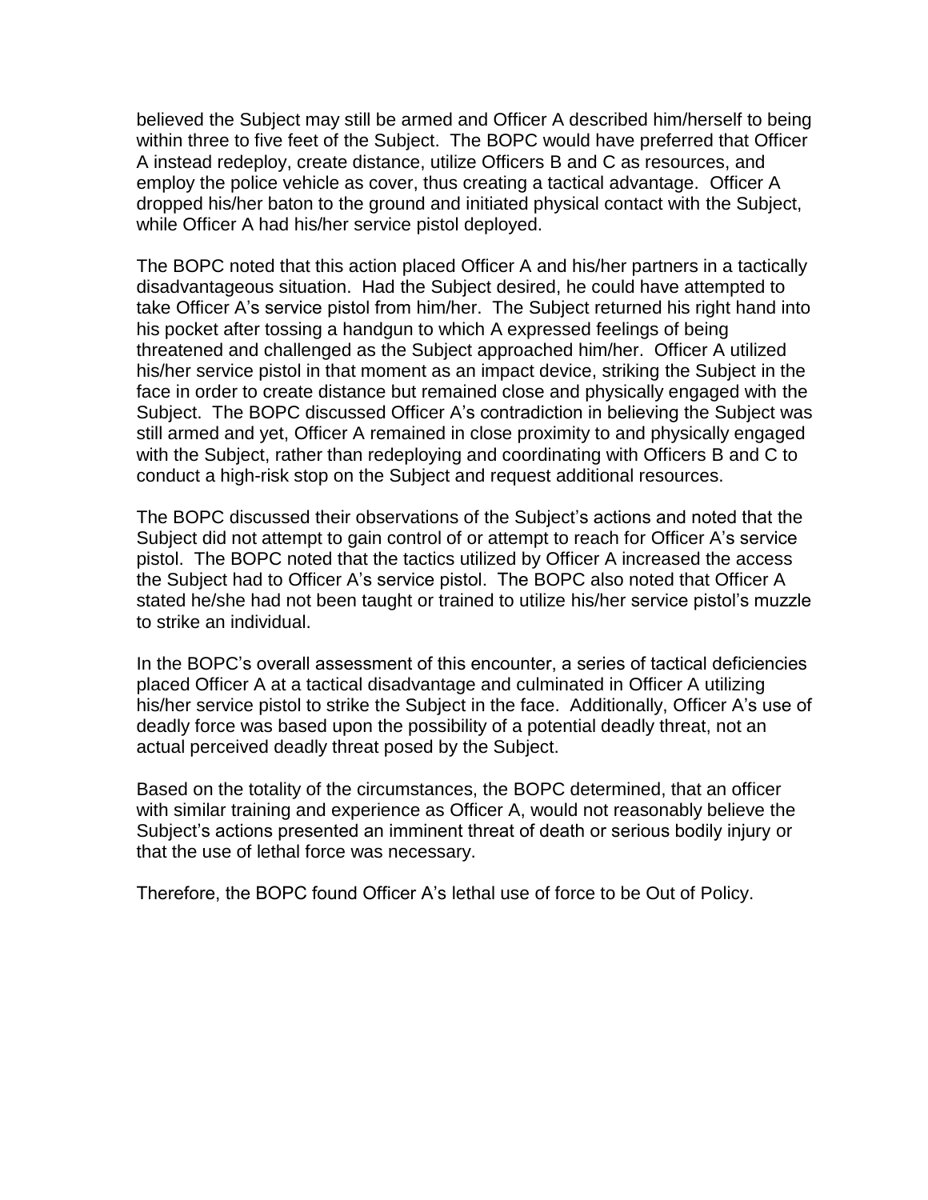believed the Subject may still be armed and Officer A described him/herself to being within three to five feet of the Subject. The BOPC would have preferred that Officer A instead redeploy, create distance, utilize Officers B and C as resources, and employ the police vehicle as cover, thus creating a tactical advantage. Officer A dropped his/her baton to the ground and initiated physical contact with the Subject, while Officer A had his/her service pistol deployed.

The BOPC noted that this action placed Officer A and his/her partners in a tactically disadvantageous situation. Had the Subject desired, he could have attempted to take Officer A's service pistol from him/her. The Subject returned his right hand into his pocket after tossing a handgun to which A expressed feelings of being threatened and challenged as the Subject approached him/her. Officer A utilized his/her service pistol in that moment as an impact device, striking the Subject in the face in order to create distance but remained close and physically engaged with the Subject. The BOPC discussed Officer A's contradiction in believing the Subject was still armed and yet, Officer A remained in close proximity to and physically engaged with the Subject, rather than redeploying and coordinating with Officers B and C to conduct a high-risk stop on the Subject and request additional resources.

The BOPC discussed their observations of the Subject's actions and noted that the Subject did not attempt to gain control of or attempt to reach for Officer A's service pistol. The BOPC noted that the tactics utilized by Officer A increased the access the Subject had to Officer A's service pistol. The BOPC also noted that Officer A stated he/she had not been taught or trained to utilize his/her service pistol's muzzle to strike an individual.

In the BOPC's overall assessment of this encounter, a series of tactical deficiencies placed Officer A at a tactical disadvantage and culminated in Officer A utilizing his/her service pistol to strike the Subject in the face. Additionally, Officer A's use of deadly force was based upon the possibility of a potential deadly threat, not an actual perceived deadly threat posed by the Subject.

Based on the totality of the circumstances, the BOPC determined, that an officer with similar training and experience as Officer A, would not reasonably believe the Subject's actions presented an imminent threat of death or serious bodily injury or that the use of lethal force was necessary.

Therefore, the BOPC found Officer A's lethal use of force to be Out of Policy.